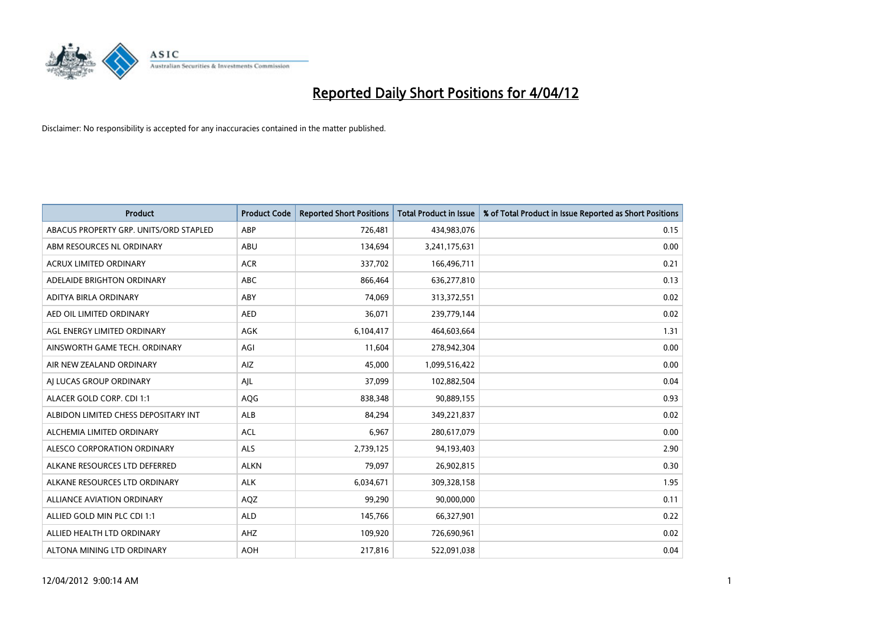# Reported Daily Short Positions for 4/04/12

Disclaimer: No responsibility is accepted for any inaccuracies contained in the matter published.

| Product | Product Code | Reported Short Positions | Total Product in Issue | % of Total Product in Issue Reported as Short Positions |
|---|---|---|---|---|
| ABACUS PROPERTY GRP. UNITS/ORD STAPLED | ABP | 726,481 | 434,983,076 | 0.15 |
| ABM RESOURCES NL ORDINARY | ABU | 134,694 | 3,241,175,631 | 0.00 |
| ACRUX LIMITED ORDINARY | ACR | 337,702 | 166,496,711 | 0.21 |
| ADELAIDE BRIGHTON ORDINARY | ABC | 866,464 | 636,277,810 | 0.13 |
| ADITYA BIRLA ORDINARY | ABY | 74,069 | 313,372,551 | 0.02 |
| AED OIL LIMITED ORDINARY | AED | 36,071 | 239,779,144 | 0.02 |
| AGL ENERGY LIMITED ORDINARY | AGK | 6,104,417 | 464,603,664 | 1.31 |
| AINSWORTH GAME TECH. ORDINARY | AGI | 11,604 | 278,942,304 | 0.00 |
| AIR NEW ZEALAND ORDINARY | AIZ | 45,000 | 1,099,516,422 | 0.00 |
| AJ LUCAS GROUP ORDINARY | AJL | 37,099 | 102,882,504 | 0.04 |
| ALACER GOLD CORP. CDI 1:1 | AQG | 838,348 | 90,889,155 | 0.93 |
| ALBIDON LIMITED CHESS DEPOSITARY INT | ALB | 84,294 | 349,221,837 | 0.02 |
| ALCHEMIA LIMITED ORDINARY | ACL | 6,967 | 280,617,079 | 0.00 |
| ALESCO CORPORATION ORDINARY | ALS | 2,739,125 | 94,193,403 | 2.90 |
| ALKANE RESOURCES LTD DEFERRED | ALKN | 79,097 | 26,902,815 | 0.30 |
| ALKANE RESOURCES LTD ORDINARY | ALK | 6,034,671 | 309,328,158 | 1.95 |
| ALLIANCE AVIATION ORDINARY | AQZ | 99,290 | 90,000,000 | 0.11 |
| ALLIED GOLD MIN PLC CDI 1:1 | ALD | 145,766 | 66,327,901 | 0.22 |
| ALLIED HEALTH LTD ORDINARY | AHZ | 109,920 | 726,690,961 | 0.02 |
| ALTONA MINING LTD ORDINARY | AOH | 217,816 | 522,091,038 | 0.04 |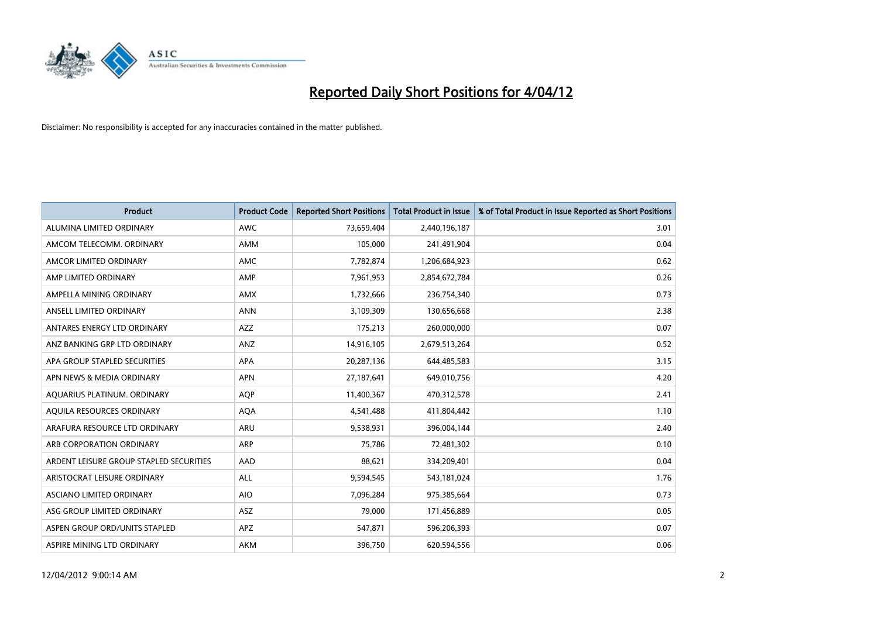# Reported Daily Short Positions for 4/04/12

Disclaimer: No responsibility is accepted for any inaccuracies contained in the matter published.

| Product | Product Code | Reported Short Positions | Total Product in Issue | % of Total Product in Issue Reported as Short Positions |
|---|---|---|---|---|
| ALUMINA LIMITED ORDINARY | AWC | 73,659,404 | 2,440,196,187 | 3.01 |
| AMCOM TELECOMM. ORDINARY | AMM | 105,000 | 241,491,904 | 0.04 |
| AMCOR LIMITED ORDINARY | AMC | 7,782,874 | 1,206,684,923 | 0.62 |
| AMP LIMITED ORDINARY | AMP | 7,961,953 | 2,854,672,784 | 0.26 |
| AMPELLA MINING ORDINARY | AMX | 1,732,666 | 236,754,340 | 0.73 |
| ANSELL LIMITED ORDINARY | ANN | 3,109,309 | 130,656,668 | 2.38 |
| ANTARES ENERGY LTD ORDINARY | AZZ | 175,213 | 260,000,000 | 0.07 |
| ANZ BANKING GRP LTD ORDINARY | ANZ | 14,916,105 | 2,679,513,264 | 0.52 |
| APA GROUP STAPLED SECURITIES | APA | 20,287,136 | 644,485,583 | 3.15 |
| APN NEWS & MEDIA ORDINARY | APN | 27,187,641 | 649,010,756 | 4.20 |
| AQUARIUS PLATINUM. ORDINARY | AQP | 11,400,367 | 470,312,578 | 2.41 |
| AQUILA RESOURCES ORDINARY | AQA | 4,541,488 | 411,804,442 | 1.10 |
| ARAFURA RESOURCE LTD ORDINARY | ARU | 9,538,931 | 396,004,144 | 2.40 |
| ARB CORPORATION ORDINARY | ARP | 75,786 | 72,481,302 | 0.10 |
| ARDENT LEISURE GROUP STAPLED SECURITIES | AAD | 88,621 | 334,209,401 | 0.04 |
| ARISTOCRAT LEISURE ORDINARY | ALL | 9,594,545 | 543,181,024 | 1.76 |
| ASCIANO LIMITED ORDINARY | AIO | 7,096,284 | 975,385,664 | 0.73 |
| ASG GROUP LIMITED ORDINARY | ASZ | 79,000 | 171,456,889 | 0.05 |
| ASPEN GROUP ORD/UNITS STAPLED | APZ | 547,871 | 596,206,393 | 0.07 |
| ASPIRE MINING LTD ORDINARY | AKM | 396,750 | 620,594,556 | 0.06 |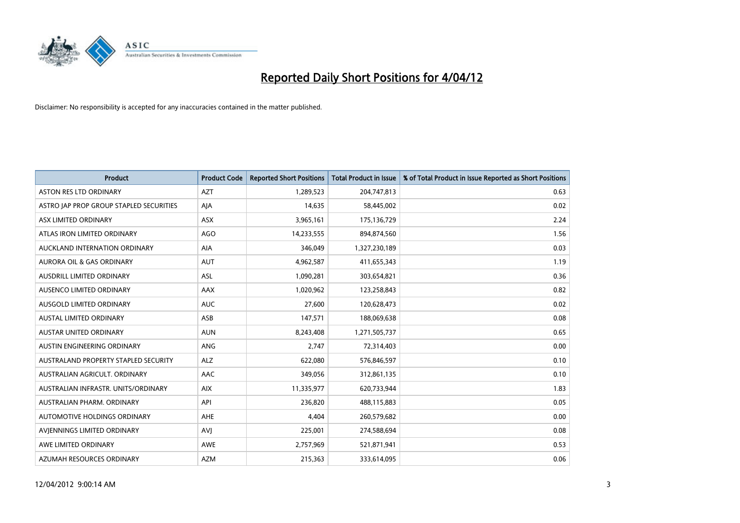# Reported Daily Short Positions for 4/04/12

Disclaimer: No responsibility is accepted for any inaccuracies contained in the matter published.

| Product | Product Code | Reported Short Positions | Total Product in Issue | % of Total Product in Issue Reported as Short Positions |
|---|---|---|---|---|
| ASTON RES LTD ORDINARY | AZT | 1,289,523 | 204,747,813 | 0.63 |
| ASTRO JAP PROP GROUP STAPLED SECURITIES | AJA | 14,635 | 58,445,002 | 0.02 |
| ASX LIMITED ORDINARY | ASX | 3,965,161 | 175,136,729 | 2.24 |
| ATLAS IRON LIMITED ORDINARY | AGO | 14,233,555 | 894,874,560 | 1.56 |
| AUCKLAND INTERNATION ORDINARY | AIA | 346,049 | 1,327,230,189 | 0.03 |
| AURORA OIL & GAS ORDINARY | AUT | 4,962,587 | 411,655,343 | 1.19 |
| AUSDRILL LIMITED ORDINARY | ASL | 1,090,281 | 303,654,821 | 0.36 |
| AUSENCO LIMITED ORDINARY | AAX | 1,020,962 | 123,258,843 | 0.82 |
| AUSGOLD LIMITED ORDINARY | AUC | 27,600 | 120,628,473 | 0.02 |
| AUSTAL LIMITED ORDINARY | ASB | 147,571 | 188,069,638 | 0.08 |
| AUSTAR UNITED ORDINARY | AUN | 8,243,408 | 1,271,505,737 | 0.65 |
| AUSTIN ENGINEERING ORDINARY | ANG | 2,747 | 72,314,403 | 0.00 |
| AUSTRALAND PROPERTY STAPLED SECURITY | ALZ | 622,080 | 576,846,597 | 0.10 |
| AUSTRALIAN AGRICULT. ORDINARY | AAC | 349,056 | 312,861,135 | 0.10 |
| AUSTRALIAN INFRASTR. UNITS/ORDINARY | AIX | 11,335,977 | 620,733,944 | 1.83 |
| AUSTRALIAN PHARM. ORDINARY | API | 236,820 | 488,115,883 | 0.05 |
| AUTOMOTIVE HOLDINGS ORDINARY | AHE | 4,404 | 260,579,682 | 0.00 |
| AVJENNINGS LIMITED ORDINARY | AVJ | 225,001 | 274,588,694 | 0.08 |
| AWE LIMITED ORDINARY | AWE | 2,757,969 | 521,871,941 | 0.53 |
| AZUMAH RESOURCES ORDINARY | AZM | 215,363 | 333,614,095 | 0.06 |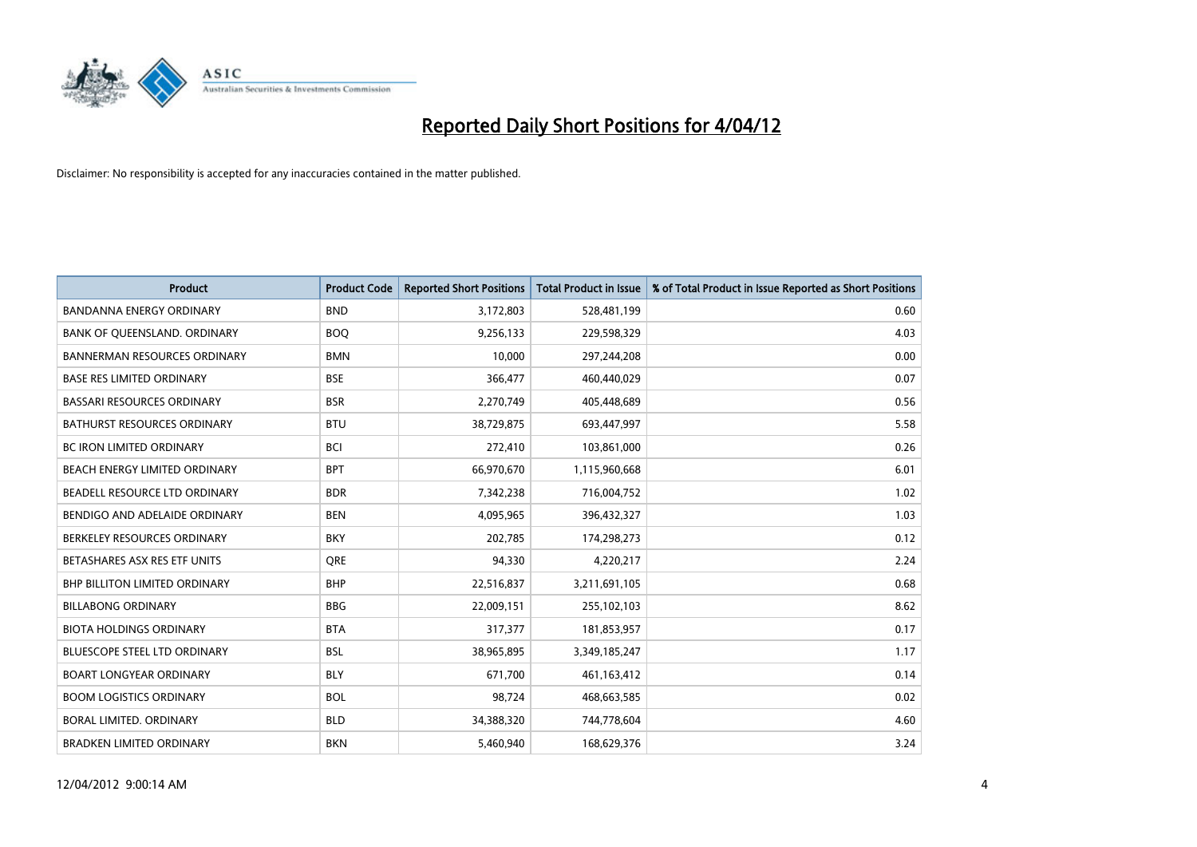# Reported Daily Short Positions for 4/04/12

Disclaimer: No responsibility is accepted for any inaccuracies contained in the matter published.

| Product | Product Code | Reported Short Positions | Total Product in Issue | % of Total Product in Issue Reported as Short Positions |
|---|---|---|---|---|
| BANDANNA ENERGY ORDINARY | BND | 3,172,803 | 528,481,199 | 0.60 |
| BANK OF QUEENSLAND. ORDINARY | BOQ | 9,256,133 | 229,598,329 | 4.03 |
| BANNERMAN RESOURCES ORDINARY | BMN | 10,000 | 297,244,208 | 0.00 |
| BASE RES LIMITED ORDINARY | BSE | 366,477 | 460,440,029 | 0.07 |
| BASSARI RESOURCES ORDINARY | BSR | 2,270,749 | 405,448,689 | 0.56 |
| BATHURST RESOURCES ORDINARY | BTU | 38,729,875 | 693,447,997 | 5.58 |
| BC IRON LIMITED ORDINARY | BCI | 272,410 | 103,861,000 | 0.26 |
| BEACH ENERGY LIMITED ORDINARY | BPT | 66,970,670 | 1,115,960,668 | 6.01 |
| BEADELL RESOURCE LTD ORDINARY | BDR | 7,342,238 | 716,004,752 | 1.02 |
| BENDIGO AND ADELAIDE ORDINARY | BEN | 4,095,965 | 396,432,327 | 1.03 |
| BERKELEY RESOURCES ORDINARY | BKY | 202,785 | 174,298,273 | 0.12 |
| BETASHARES ASX RES ETF UNITS | QRE | 94,330 | 4,220,217 | 2.24 |
| BHP BILLITON LIMITED ORDINARY | BHP | 22,516,837 | 3,211,691,105 | 0.68 |
| BILLABONG ORDINARY | BBG | 22,009,151 | 255,102,103 | 8.62 |
| BIOTA HOLDINGS ORDINARY | BTA | 317,377 | 181,853,957 | 0.17 |
| BLUESCOPE STEEL LTD ORDINARY | BSL | 38,965,895 | 3,349,185,247 | 1.17 |
| BOART LONGYEAR ORDINARY | BLY | 671,700 | 461,163,412 | 0.14 |
| BOOM LOGISTICS ORDINARY | BOL | 98,724 | 468,663,585 | 0.02 |
| BORAL LIMITED. ORDINARY | BLD | 34,388,320 | 744,778,604 | 4.60 |
| BRADKEN LIMITED ORDINARY | BKN | 5,460,940 | 168,629,376 | 3.24 |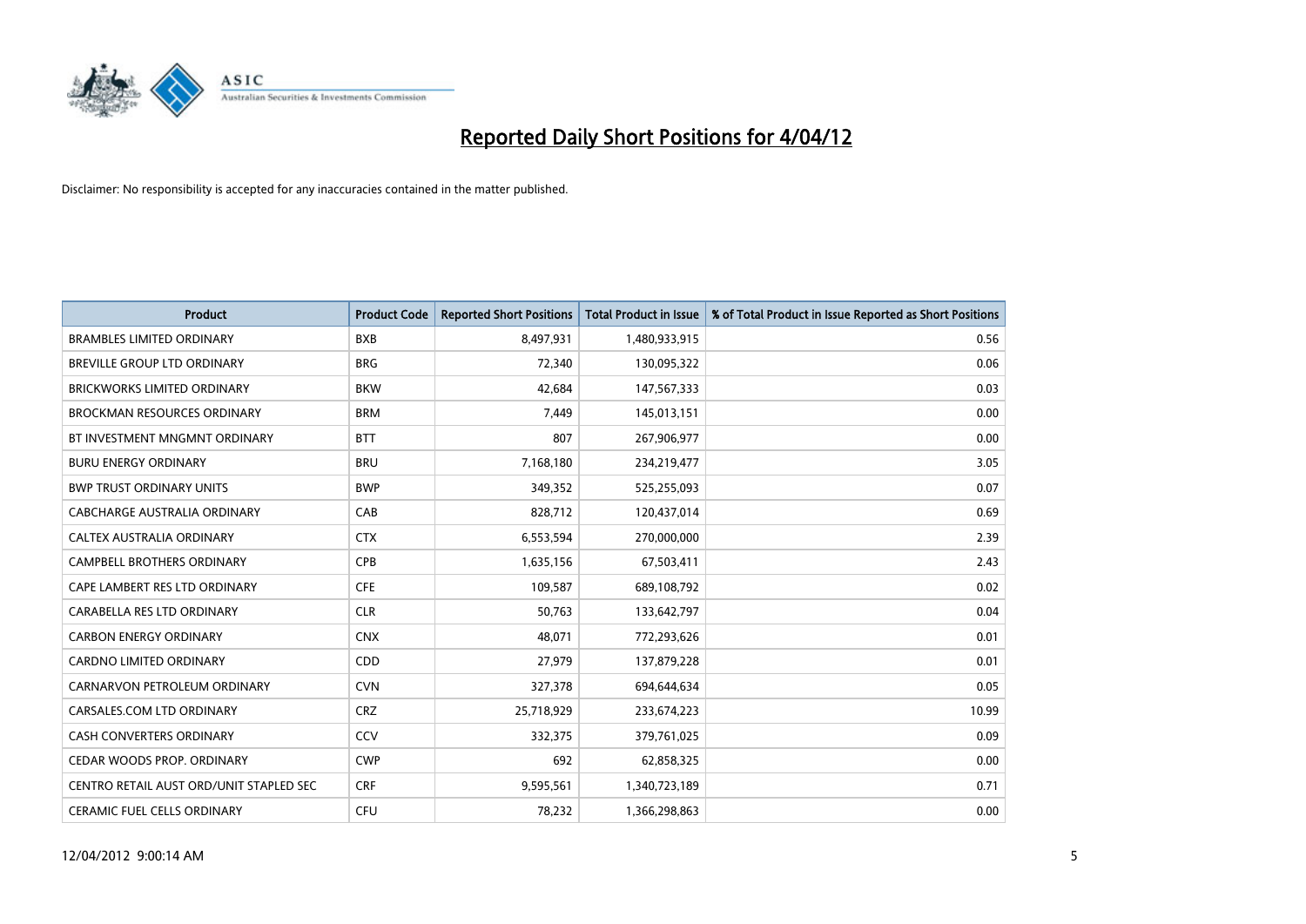# Reported Daily Short Positions for 4/04/12

Disclaimer: No responsibility is accepted for any inaccuracies contained in the matter published.

| Product | Product Code | Reported Short Positions | Total Product in Issue | % of Total Product in Issue Reported as Short Positions |
|---|---|---|---|---|
| BRAMBLES LIMITED ORDINARY | BXB | 8,497,931 | 1,480,933,915 | 0.56 |
| BREVILLE GROUP LTD ORDINARY | BRG | 72,340 | 130,095,322 | 0.06 |
| BRICKWORKS LIMITED ORDINARY | BKW | 42,684 | 147,567,333 | 0.03 |
| BROCKMAN RESOURCES ORDINARY | BRM | 7,449 | 145,013,151 | 0.00 |
| BT INVESTMENT MNGMNT ORDINARY | BTT | 807 | 267,906,977 | 0.00 |
| BURU ENERGY ORDINARY | BRU | 7,168,180 | 234,219,477 | 3.05 |
| BWP TRUST ORDINARY UNITS | BWP | 349,352 | 525,255,093 | 0.07 |
| CABCHARGE AUSTRALIA ORDINARY | CAB | 828,712 | 120,437,014 | 0.69 |
| CALTEX AUSTRALIA ORDINARY | CTX | 6,553,594 | 270,000,000 | 2.39 |
| CAMPBELL BROTHERS ORDINARY | CPB | 1,635,156 | 67,503,411 | 2.43 |
| CAPE LAMBERT RES LTD ORDINARY | CFE | 109,587 | 689,108,792 | 0.02 |
| CARABELLA RES LTD ORDINARY | CLR | 50,763 | 133,642,797 | 0.04 |
| CARBON ENERGY ORDINARY | CNX | 48,071 | 772,293,626 | 0.01 |
| CARDNO LIMITED ORDINARY | CDD | 27,979 | 137,879,228 | 0.01 |
| CARNARVON PETROLEUM ORDINARY | CVN | 327,378 | 694,644,634 | 0.05 |
| CARSALES.COM LTD ORDINARY | CRZ | 25,718,929 | 233,674,223 | 10.99 |
| CASH CONVERTERS ORDINARY | CCV | 332,375 | 379,761,025 | 0.09 |
| CEDAR WOODS PROP. ORDINARY | CWP | 692 | 62,858,325 | 0.00 |
| CENTRO RETAIL AUST ORD/UNIT STAPLED SEC | CRF | 9,595,561 | 1,340,723,189 | 0.71 |
| CERAMIC FUEL CELLS ORDINARY | CFU | 78,232 | 1,366,298,863 | 0.00 |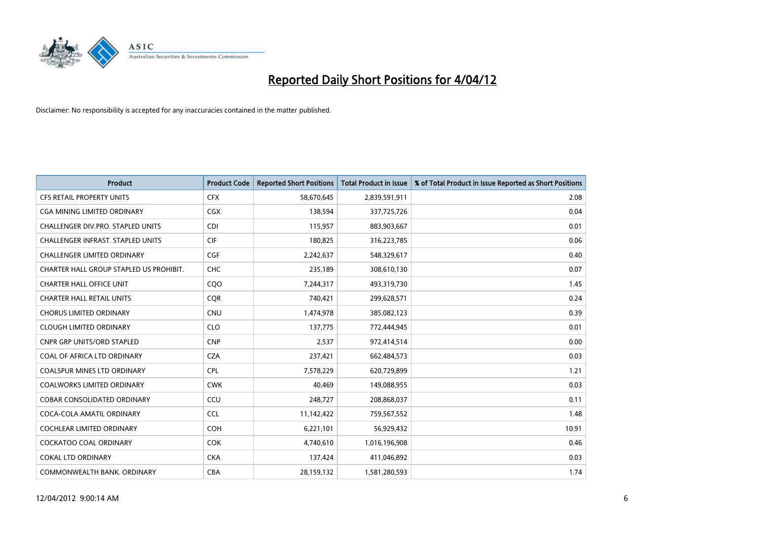# Reported Daily Short Positions for 4/04/12

Disclaimer: No responsibility is accepted for any inaccuracies contained in the matter published.

| Product | Product Code | Reported Short Positions | Total Product in Issue | % of Total Product in Issue Reported as Short Positions |
|---|---|---|---|---|
| CFS RETAIL PROPERTY UNITS | CFX | 58,670,645 | 2,839,591,911 | 2.08 |
| CGA MINING LIMITED ORDINARY | CGX | 138,594 | 337,725,726 | 0.04 |
| CHALLENGER DIV.PRO. STAPLED UNITS | CDI | 115,957 | 883,903,667 | 0.01 |
| CHALLENGER INFRAST. STAPLED UNITS | CIF | 180,825 | 316,223,785 | 0.06 |
| CHALLENGER LIMITED ORDINARY | CGF | 2,242,637 | 548,329,617 | 0.40 |
| CHARTER HALL GROUP STAPLED US PROHIBIT. | CHC | 235,189 | 308,610,130 | 0.07 |
| CHARTER HALL OFFICE UNIT | CQO | 7,244,317 | 493,319,730 | 1.45 |
| CHARTER HALL RETAIL UNITS | CQR | 740,421 | 299,628,571 | 0.24 |
| CHORUS LIMITED ORDINARY | CNU | 1,474,978 | 385,082,123 | 0.39 |
| CLOUGH LIMITED ORDINARY | CLO | 137,775 | 772,444,945 | 0.01 |
| CNPR GRP UNITS/ORD STAPLED | CNP | 2,537 | 972,414,514 | 0.00 |
| COAL OF AFRICA LTD ORDINARY | CZA | 237,421 | 662,484,573 | 0.03 |
| COALSPUR MINES LTD ORDINARY | CPL | 7,578,229 | 620,729,899 | 1.21 |
| COALWORKS LIMITED ORDINARY | CWK | 40,469 | 149,088,955 | 0.03 |
| COBAR CONSOLIDATED ORDINARY | CCU | 248,727 | 208,868,037 | 0.11 |
| COCA-COLA AMATIL ORDINARY | CCL | 11,142,422 | 759,567,552 | 1.48 |
| COCHLEAR LIMITED ORDINARY | COH | 6,221,101 | 56,929,432 | 10.91 |
| COCKATOO COAL ORDINARY | COK | 4,740,610 | 1,016,196,908 | 0.46 |
| COKAL LTD ORDINARY | CKA | 137,424 | 411,046,892 | 0.03 |
| COMMONWEALTH BANK. ORDINARY | CBA | 28,159,132 | 1,581,280,593 | 1.74 |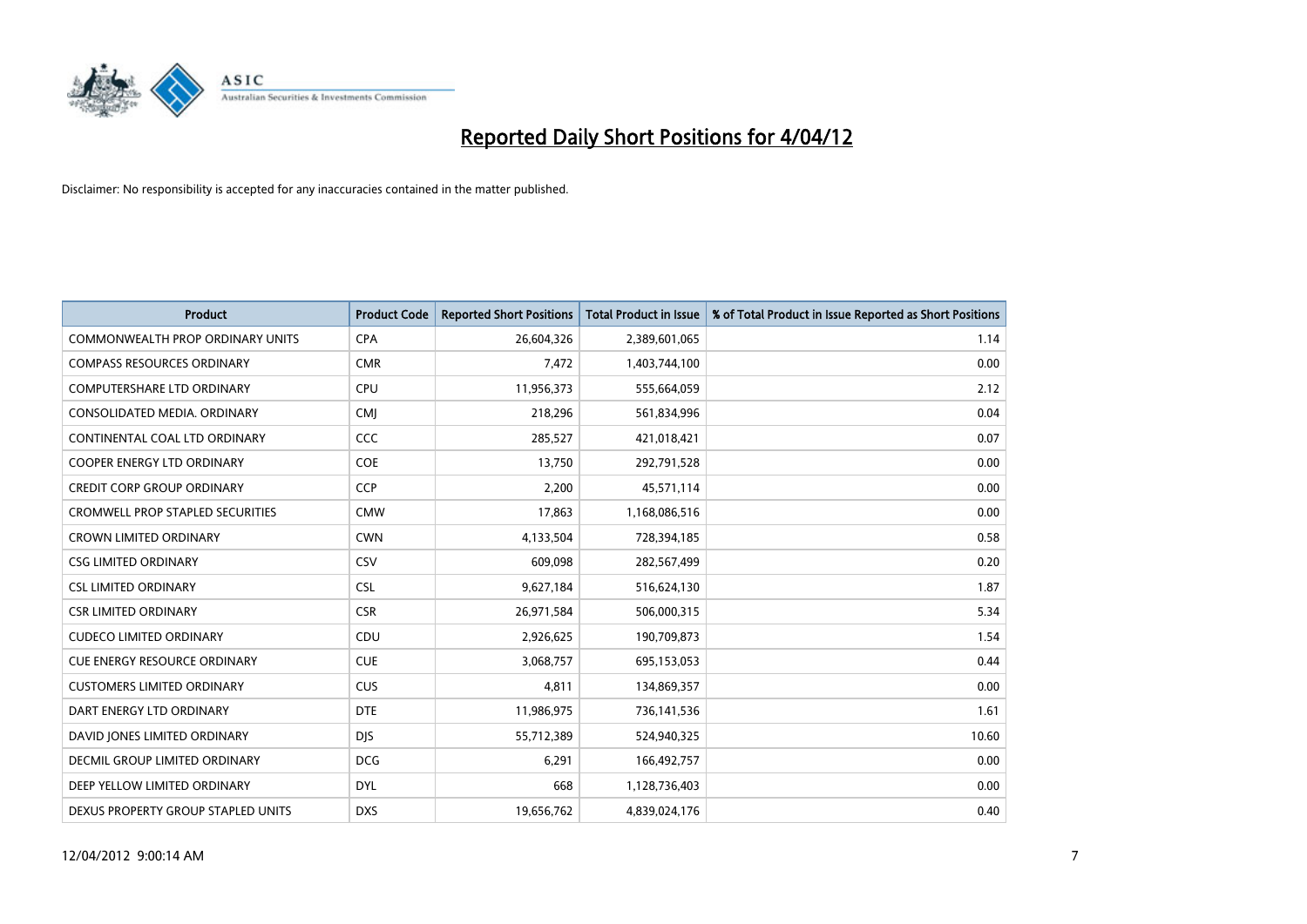# Reported Daily Short Positions for 4/04/12

Disclaimer: No responsibility is accepted for any inaccuracies contained in the matter published.

| Product | Product Code | Reported Short Positions | Total Product in Issue | % of Total Product in Issue Reported as Short Positions |
|---|---|---|---|---|
| COMMONWEALTH PROP ORDINARY UNITS | CPA | 26,604,326 | 2,389,601,065 | 1.14 |
| COMPASS RESOURCES ORDINARY | CMR | 7,472 | 1,403,744,100 | 0.00 |
| COMPUTERSHARE LTD ORDINARY | CPU | 11,956,373 | 555,664,059 | 2.12 |
| CONSOLIDATED MEDIA. ORDINARY | CMJ | 218,296 | 561,834,996 | 0.04 |
| CONTINENTAL COAL LTD ORDINARY | CCC | 285,527 | 421,018,421 | 0.07 |
| COOPER ENERGY LTD ORDINARY | COE | 13,750 | 292,791,528 | 0.00 |
| CREDIT CORP GROUP ORDINARY | CCP | 2,200 | 45,571,114 | 0.00 |
| CROMWELL PROP STAPLED SECURITIES | CMW | 17,863 | 1,168,086,516 | 0.00 |
| CROWN LIMITED ORDINARY | CWN | 4,133,504 | 728,394,185 | 0.58 |
| CSG LIMITED ORDINARY | CSV | 609,098 | 282,567,499 | 0.20 |
| CSL LIMITED ORDINARY | CSL | 9,627,184 | 516,624,130 | 1.87 |
| CSR LIMITED ORDINARY | CSR | 26,971,584 | 506,000,315 | 5.34 |
| CUDECO LIMITED ORDINARY | CDU | 2,926,625 | 190,709,873 | 1.54 |
| CUE ENERGY RESOURCE ORDINARY | CUE | 3,068,757 | 695,153,053 | 0.44 |
| CUSTOMERS LIMITED ORDINARY | CUS | 4,811 | 134,869,357 | 0.00 |
| DART ENERGY LTD ORDINARY | DTE | 11,986,975 | 736,141,536 | 1.61 |
| DAVID JONES LIMITED ORDINARY | DJS | 55,712,389 | 524,940,325 | 10.60 |
| DECMIL GROUP LIMITED ORDINARY | DCG | 6,291 | 166,492,757 | 0.00 |
| DEEP YELLOW LIMITED ORDINARY | DYL | 668 | 1,128,736,403 | 0.00 |
| DEXUS PROPERTY GROUP STAPLED UNITS | DXS | 19,656,762 | 4,839,024,176 | 0.40 |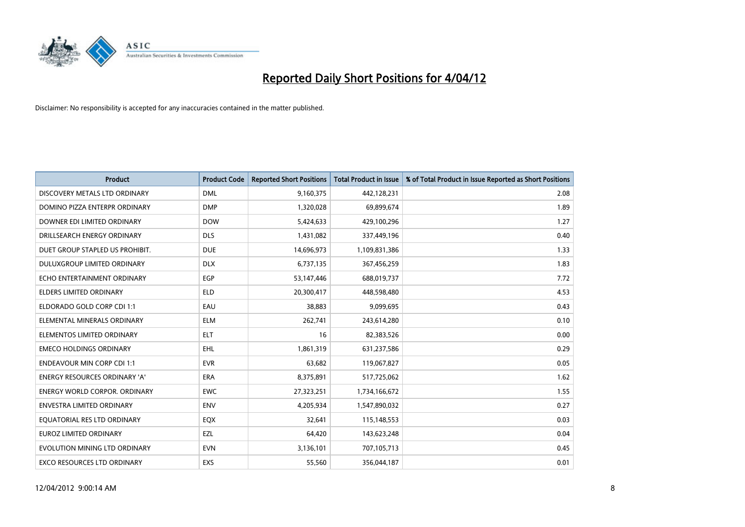# Reported Daily Short Positions for 4/04/12

Disclaimer: No responsibility is accepted for any inaccuracies contained in the matter published.

| Product | Product Code | Reported Short Positions | Total Product in Issue | % of Total Product in Issue Reported as Short Positions |
|---|---|---|---|---|
| DISCOVERY METALS LTD ORDINARY | DML | 9,160,375 | 442,128,231 | 2.08 |
| DOMINO PIZZA ENTERPR ORDINARY | DMP | 1,320,028 | 69,899,674 | 1.89 |
| DOWNER EDI LIMITED ORDINARY | DOW | 5,424,633 | 429,100,296 | 1.27 |
| DRILLSEARCH ENERGY ORDINARY | DLS | 1,431,082 | 337,449,196 | 0.40 |
| DUET GROUP STAPLED US PROHIBIT. | DUE | 14,696,973 | 1,109,831,386 | 1.33 |
| DULUXGROUP LIMITED ORDINARY | DLX | 6,737,135 | 367,456,259 | 1.83 |
| ECHO ENTERTAINMENT ORDINARY | EGP | 53,147,446 | 688,019,737 | 7.72 |
| ELDERS LIMITED ORDINARY | ELD | 20,300,417 | 448,598,480 | 4.53 |
| ELDORADO GOLD CORP CDI 1:1 | EAU | 38,883 | 9,099,695 | 0.43 |
| ELEMENTAL MINERALS ORDINARY | ELM | 262,741 | 243,614,280 | 0.10 |
| ELEMENTOS LIMITED ORDINARY | ELT | 16 | 82,383,526 | 0.00 |
| EMECO HOLDINGS ORDINARY | EHL | 1,861,319 | 631,237,586 | 0.29 |
| ENDEAVOUR MIN CORP CDI 1:1 | EVR | 63,682 | 119,067,827 | 0.05 |
| ENERGY RESOURCES ORDINARY 'A' | ERA | 8,375,891 | 517,725,062 | 1.62 |
| ENERGY WORLD CORPOR. ORDINARY | EWC | 27,323,251 | 1,734,166,672 | 1.55 |
| ENVESTRA LIMITED ORDINARY | ENV | 4,205,934 | 1,547,890,032 | 0.27 |
| EQUATORIAL RES LTD ORDINARY | EQX | 32,641 | 115,148,553 | 0.03 |
| EUROZ LIMITED ORDINARY | EZL | 64,420 | 143,623,248 | 0.04 |
| EVOLUTION MINING LTD ORDINARY | EVN | 3,136,101 | 707,105,713 | 0.45 |
| EXCO RESOURCES LTD ORDINARY | EXS | 55,560 | 356,044,187 | 0.01 |

12/04/2012 9:00:14 AM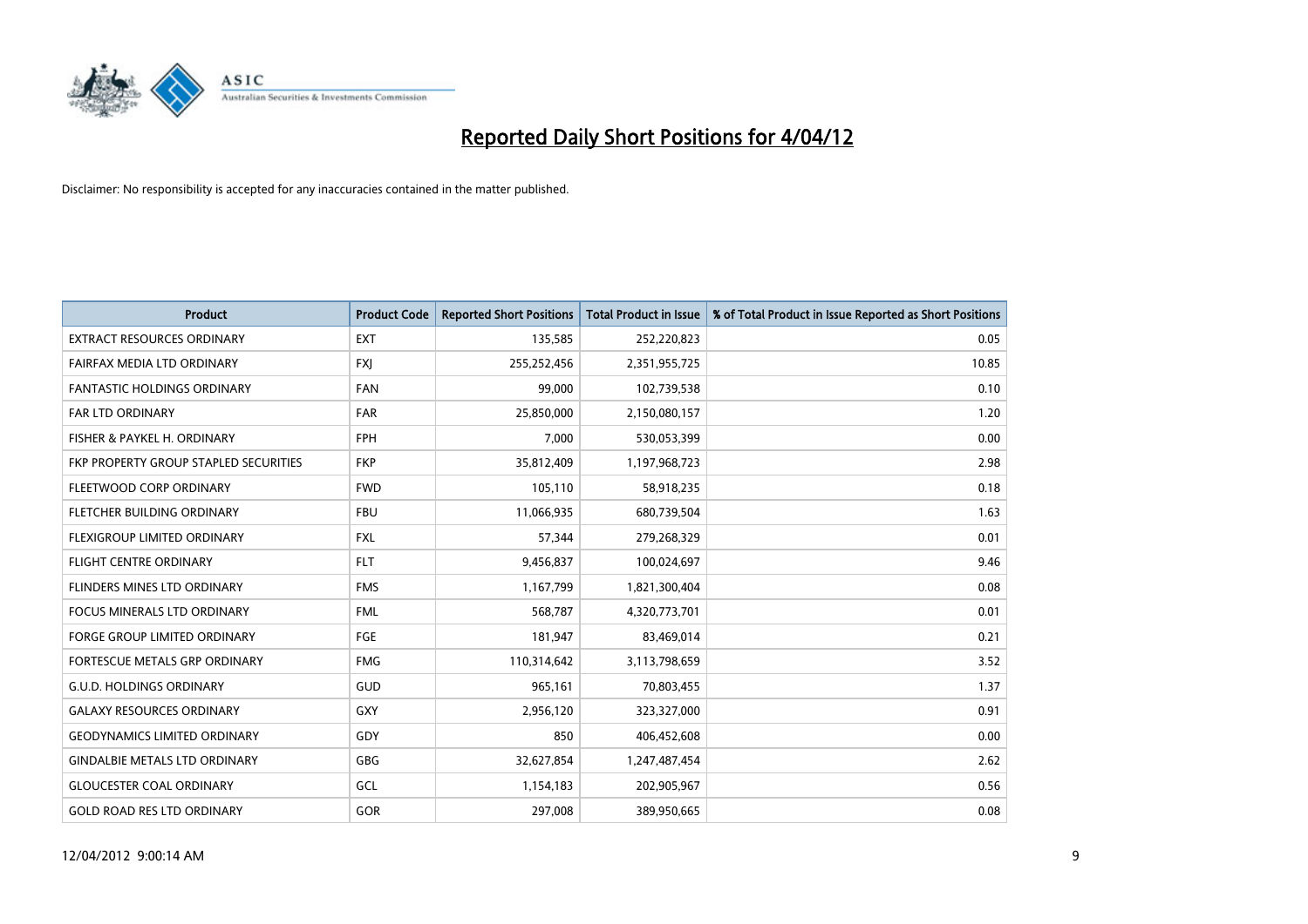# Reported Daily Short Positions for 4/04/12

Disclaimer: No responsibility is accepted for any inaccuracies contained in the matter published.

| Product | Product Code | Reported Short Positions | Total Product in Issue | % of Total Product in Issue Reported as Short Positions |
|---|---|---|---|---|
| EXTRACT RESOURCES ORDINARY | EXT | 135,585 | 252,220,823 | 0.05 |
| FAIRFAX MEDIA LTD ORDINARY | FXJ | 255,252,456 | 2,351,955,725 | 10.85 |
| FANTASTIC HOLDINGS ORDINARY | FAN | 99,000 | 102,739,538 | 0.10 |
| FAR LTD ORDINARY | FAR | 25,850,000 | 2,150,080,157 | 1.20 |
| FISHER & PAYKEL H. ORDINARY | FPH | 7,000 | 530,053,399 | 0.00 |
| FKP PROPERTY GROUP STAPLED SECURITIES | FKP | 35,812,409 | 1,197,968,723 | 2.98 |
| FLEETWOOD CORP ORDINARY | FWD | 105,110 | 58,918,235 | 0.18 |
| FLETCHER BUILDING ORDINARY | FBU | 11,066,935 | 680,739,504 | 1.63 |
| FLEXIGROUP LIMITED ORDINARY | FXL | 57,344 | 279,268,329 | 0.01 |
| FLIGHT CENTRE ORDINARY | FLT | 9,456,837 | 100,024,697 | 9.46 |
| FLINDERS MINES LTD ORDINARY | FMS | 1,167,799 | 1,821,300,404 | 0.08 |
| FOCUS MINERALS LTD ORDINARY | FML | 568,787 | 4,320,773,701 | 0.01 |
| FORGE GROUP LIMITED ORDINARY | FGE | 181,947 | 83,469,014 | 0.21 |
| FORTESCUE METALS GRP ORDINARY | FMG | 110,314,642 | 3,113,798,659 | 3.52 |
| G.U.D. HOLDINGS ORDINARY | GUD | 965,161 | 70,803,455 | 1.37 |
| GALAXY RESOURCES ORDINARY | GXY | 2,956,120 | 323,327,000 | 0.91 |
| GEODYNAMICS LIMITED ORDINARY | GDY | 850 | 406,452,608 | 0.00 |
| GINDALBIE METALS LTD ORDINARY | GBG | 32,627,854 | 1,247,487,454 | 2.62 |
| GLOUCESTER COAL ORDINARY | GCL | 1,154,183 | 202,905,967 | 0.56 |
| GOLD ROAD RES LTD ORDINARY | GOR | 297,008 | 389,950,665 | 0.08 |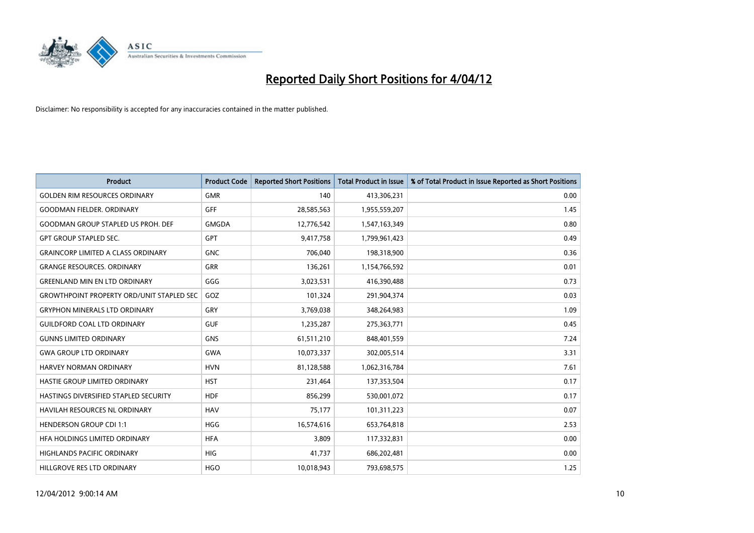# Reported Daily Short Positions for 4/04/12

Disclaimer: No responsibility is accepted for any inaccuracies contained in the matter published.

| Product | Product Code | Reported Short Positions | Total Product in Issue | % of Total Product in Issue Reported as Short Positions |
|---|---|---|---|---|
| GOLDEN RIM RESOURCES ORDINARY | GMR | 140 | 413,306,231 | 0.00 |
| GOODMAN FIELDER. ORDINARY | GFF | 28,585,563 | 1,955,559,207 | 1.45 |
| GOODMAN GROUP STAPLED US PROH. DEF | GMGDA | 12,776,542 | 1,547,163,349 | 0.80 |
| GPT GROUP STAPLED SEC. | GPT | 9,417,758 | 1,799,961,423 | 0.49 |
| GRAINCORP LIMITED A CLASS ORDINARY | GNC | 706,040 | 198,318,900 | 0.36 |
| GRANGE RESOURCES. ORDINARY | GRR | 136,261 | 1,154,766,592 | 0.01 |
| GREENLAND MIN EN LTD ORDINARY | GGG | 3,023,531 | 416,390,488 | 0.73 |
| GROWTHPOINT PROPERTY ORD/UNIT STAPLED SEC | GOZ | 101,324 | 291,904,374 | 0.03 |
| GRYPHON MINERALS LTD ORDINARY | GRY | 3,769,038 | 348,264,983 | 1.09 |
| GUILDFORD COAL LTD ORDINARY | GUF | 1,235,287 | 275,363,771 | 0.45 |
| GUNNS LIMITED ORDINARY | GNS | 61,511,210 | 848,401,559 | 7.24 |
| GWA GROUP LTD ORDINARY | GWA | 10,073,337 | 302,005,514 | 3.31 |
| HARVEY NORMAN ORDINARY | HVN | 81,128,588 | 1,062,316,784 | 7.61 |
| HASTIE GROUP LIMITED ORDINARY | HST | 231,464 | 137,353,504 | 0.17 |
| HASTINGS DIVERSIFIED STAPLED SECURITY | HDF | 856,299 | 530,001,072 | 0.17 |
| HAVILAH RESOURCES NL ORDINARY | HAV | 75,177 | 101,311,223 | 0.07 |
| HENDERSON GROUP CDI 1:1 | HGG | 16,574,616 | 653,764,818 | 2.53 |
| HFA HOLDINGS LIMITED ORDINARY | HFA | 3,809 | 117,332,831 | 0.00 |
| HIGHLANDS PACIFIC ORDINARY | HIG | 41,737 | 686,202,481 | 0.00 |
| HILLGROVE RES LTD ORDINARY | HGO | 10,018,943 | 793,698,575 | 1.25 |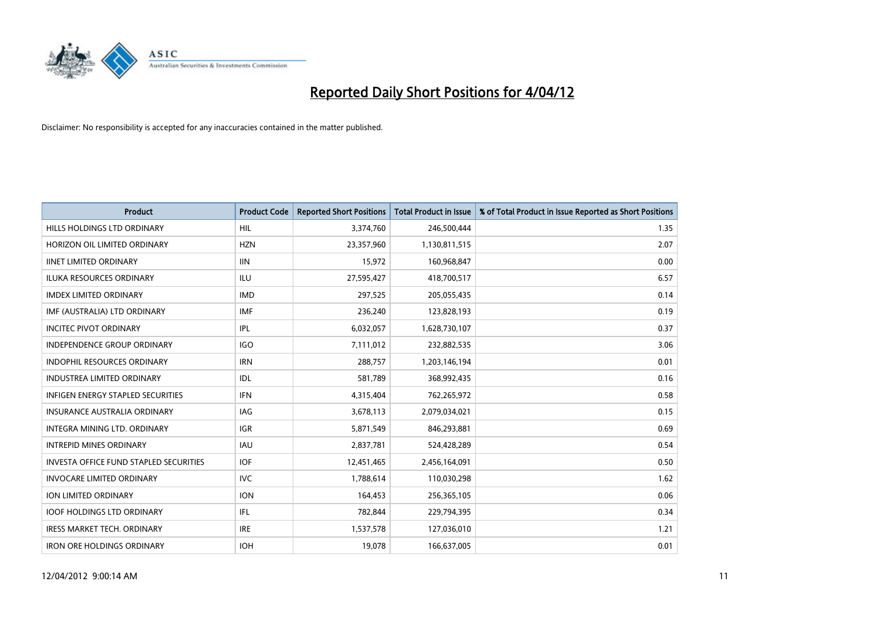# Reported Daily Short Positions for 4/04/12

Disclaimer: No responsibility is accepted for any inaccuracies contained in the matter published.

| Product | Product Code | Reported Short Positions | Total Product in Issue | % of Total Product in Issue Reported as Short Positions |
|---|---|---|---|---|
| HILLS HOLDINGS LTD ORDINARY | HIL | 3,374,760 | 246,500,444 | 1.35 |
| HORIZON OIL LIMITED ORDINARY | HZN | 23,357,960 | 1,130,811,515 | 2.07 |
| IINET LIMITED ORDINARY | IIN | 15,972 | 160,968,847 | 0.00 |
| ILUKA RESOURCES ORDINARY | ILU | 27,595,427 | 418,700,517 | 6.57 |
| IMDEX LIMITED ORDINARY | IMD | 297,525 | 205,055,435 | 0.14 |
| IMF (AUSTRALIA) LTD ORDINARY | IMF | 236,240 | 123,828,193 | 0.19 |
| INCITEC PIVOT ORDINARY | IPL | 6,032,057 | 1,628,730,107 | 0.37 |
| INDEPENDENCE GROUP ORDINARY | IGO | 7,111,012 | 232,882,535 | 3.06 |
| INDOPHIL RESOURCES ORDINARY | IRN | 288,757 | 1,203,146,194 | 0.01 |
| INDUSTREA LIMITED ORDINARY | IDL | 581,789 | 368,992,435 | 0.16 |
| INFIGEN ENERGY STAPLED SECURITIES | IFN | 4,315,404 | 762,265,972 | 0.58 |
| INSURANCE AUSTRALIA ORDINARY | IAG | 3,678,113 | 2,079,034,021 | 0.15 |
| INTEGRA MINING LTD. ORDINARY | IGR | 5,871,549 | 846,293,881 | 0.69 |
| INTREPID MINES ORDINARY | IAU | 2,837,781 | 524,428,289 | 0.54 |
| INVESTA OFFICE FUND STAPLED SECURITIES | IOF | 12,451,465 | 2,456,164,091 | 0.50 |
| INVOCARE LIMITED ORDINARY | IVC | 1,788,614 | 110,030,298 | 1.62 |
| ION LIMITED ORDINARY | ION | 164,453 | 256,365,105 | 0.06 |
| IOOF HOLDINGS LTD ORDINARY | IFL | 782,844 | 229,794,395 | 0.34 |
| IRESS MARKET TECH. ORDINARY | IRE | 1,537,578 | 127,036,010 | 1.21 |
| IRON ORE HOLDINGS ORDINARY | IOH | 19,078 | 166,637,005 | 0.01 |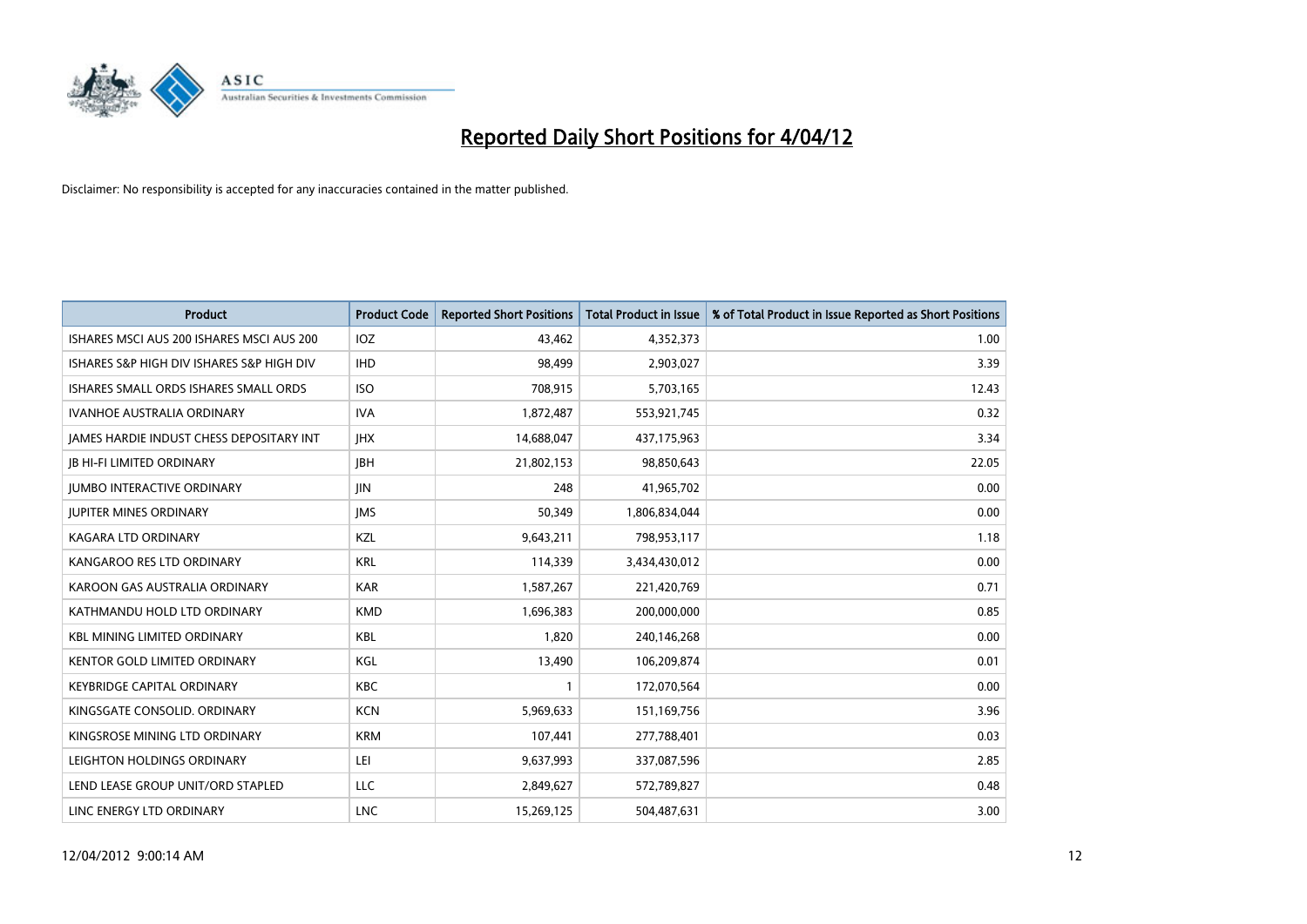# Reported Daily Short Positions for 4/04/12

Disclaimer: No responsibility is accepted for any inaccuracies contained in the matter published.

| Product | Product Code | Reported Short Positions | Total Product in Issue | % of Total Product in Issue Reported as Short Positions |
|---|---|---|---|---|
| ISHARES MSCI AUS 200 ISHARES MSCI AUS 200 | IOZ | 43,462 | 4,352,373 | 1.00 |
| ISHARES S&P HIGH DIV ISHARES S&P HIGH DIV | IHD | 98,499 | 2,903,027 | 3.39 |
| ISHARES SMALL ORDS ISHARES SMALL ORDS | ISO | 708,915 | 5,703,165 | 12.43 |
| IVANHOE AUSTRALIA ORDINARY | IVA | 1,872,487 | 553,921,745 | 0.32 |
| JAMES HARDIE INDUST CHESS DEPOSITARY INT | JHX | 14,688,047 | 437,175,963 | 3.34 |
| JB HI-FI LIMITED ORDINARY | JBH | 21,802,153 | 98,850,643 | 22.05 |
| JUMBO INTERACTIVE ORDINARY | JIN | 248 | 41,965,702 | 0.00 |
| JUPITER MINES ORDINARY | JMS | 50,349 | 1,806,834,044 | 0.00 |
| KAGARA LTD ORDINARY | KZL | 9,643,211 | 798,953,117 | 1.18 |
| KANGAROO RES LTD ORDINARY | KRL | 114,339 | 3,434,430,012 | 0.00 |
| KAROON GAS AUSTRALIA ORDINARY | KAR | 1,587,267 | 221,420,769 | 0.71 |
| KATHMANDU HOLD LTD ORDINARY | KMD | 1,696,383 | 200,000,000 | 0.85 |
| KBL MINING LIMITED ORDINARY | KBL | 1,820 | 240,146,268 | 0.00 |
| KENTOR GOLD LIMITED ORDINARY | KGL | 13,490 | 106,209,874 | 0.01 |
| KEYBRIDGE CAPITAL ORDINARY | KBC | 1 | 172,070,564 | 0.00 |
| KINGSGATE CONSOLID. ORDINARY | KCN | 5,969,633 | 151,169,756 | 3.96 |
| KINGSROSE MINING LTD ORDINARY | KRM | 107,441 | 277,788,401 | 0.03 |
| LEIGHTON HOLDINGS ORDINARY | LEI | 9,637,993 | 337,087,596 | 2.85 |
| LEND LEASE GROUP UNIT/ORD STAPLED | LLC | 2,849,627 | 572,789,827 | 0.48 |
| LINC ENERGY LTD ORDINARY | LNC | 15,269,125 | 504,487,631 | 3.00 |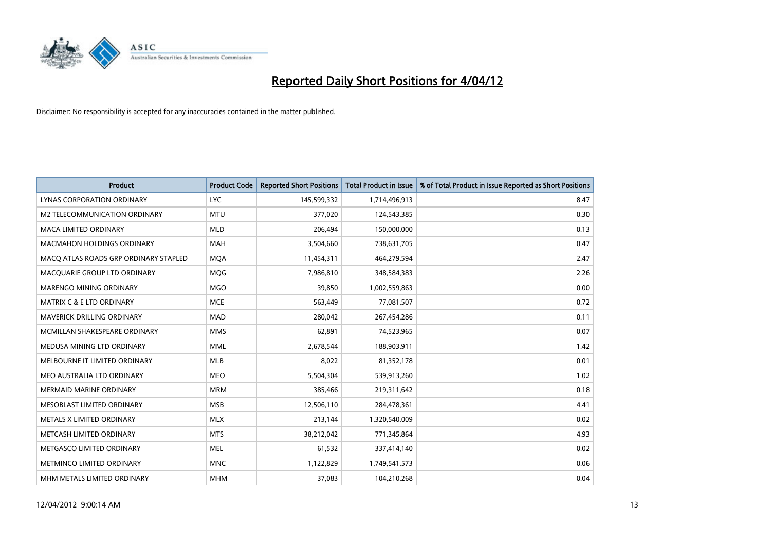# Reported Daily Short Positions for 4/04/12

Disclaimer: No responsibility is accepted for any inaccuracies contained in the matter published.

| Product | Product Code | Reported Short Positions | Total Product in Issue | % of Total Product in Issue Reported as Short Positions |
|---|---|---|---|---|
| LYNAS CORPORATION ORDINARY | LYC | 145,599,332 | 1,714,496,913 | 8.47 |
| M2 TELECOMMUNICATION ORDINARY | MTU | 377,020 | 124,543,385 | 0.30 |
| MACA LIMITED ORDINARY | MLD | 206,494 | 150,000,000 | 0.13 |
| MACMAHON HOLDINGS ORDINARY | MAH | 3,504,660 | 738,631,705 | 0.47 |
| MACQ ATLAS ROADS GRP ORDINARY STAPLED | MQA | 11,454,311 | 464,279,594 | 2.47 |
| MACQUARIE GROUP LTD ORDINARY | MQG | 7,986,810 | 348,584,383 | 2.26 |
| MARENGO MINING ORDINARY | MGO | 39,850 | 1,002,559,863 | 0.00 |
| MATRIX C & E LTD ORDINARY | MCE | 563,449 | 77,081,507 | 0.72 |
| MAVERICK DRILLING ORDINARY | MAD | 280,042 | 267,454,286 | 0.11 |
| MCMILLAN SHAKESPEARE ORDINARY | MMS | 62,891 | 74,523,965 | 0.07 |
| MEDUSA MINING LTD ORDINARY | MML | 2,678,544 | 188,903,911 | 1.42 |
| MELBOURNE IT LIMITED ORDINARY | MLB | 8,022 | 81,352,178 | 0.01 |
| MEO AUSTRALIA LTD ORDINARY | MEO | 5,504,304 | 539,913,260 | 1.02 |
| MERMAID MARINE ORDINARY | MRM | 385,466 | 219,311,642 | 0.18 |
| MESOBLAST LIMITED ORDINARY | MSB | 12,506,110 | 284,478,361 | 4.41 |
| METALS X LIMITED ORDINARY | MLX | 213,144 | 1,320,540,009 | 0.02 |
| METCASH LIMITED ORDINARY | MTS | 38,212,042 | 771,345,864 | 4.93 |
| METGASCO LIMITED ORDINARY | MEL | 61,532 | 337,414,140 | 0.02 |
| METMINCO LIMITED ORDINARY | MNC | 1,122,829 | 1,749,541,573 | 0.06 |
| MHM METALS LIMITED ORDINARY | MHM | 37,083 | 104,210,268 | 0.04 |

12/04/2012 9:00:14 AM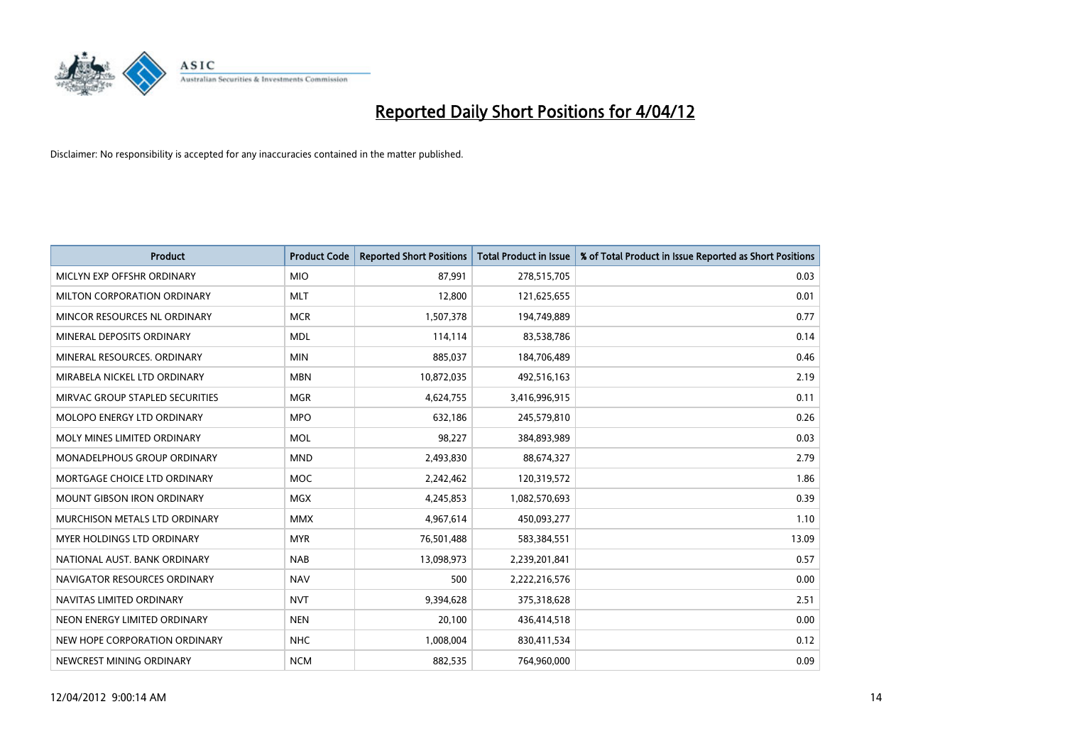# Reported Daily Short Positions for 4/04/12

Disclaimer: No responsibility is accepted for any inaccuracies contained in the matter published.

| Product | Product Code | Reported Short Positions | Total Product in Issue | % of Total Product in Issue Reported as Short Positions |
|---|---|---|---|---|
| MICLYN EXP OFFSHR ORDINARY | MIO | 87,991 | 278,515,705 | 0.03 |
| MILTON CORPORATION ORDINARY | MLT | 12,800 | 121,625,655 | 0.01 |
| MINCOR RESOURCES NL ORDINARY | MCR | 1,507,378 | 194,749,889 | 0.77 |
| MINERAL DEPOSITS ORDINARY | MDL | 114,114 | 83,538,786 | 0.14 |
| MINERAL RESOURCES. ORDINARY | MIN | 885,037 | 184,706,489 | 0.46 |
| MIRABELA NICKEL LTD ORDINARY | MBN | 10,872,035 | 492,516,163 | 2.19 |
| MIRVAC GROUP STAPLED SECURITIES | MGR | 4,624,755 | 3,416,996,915 | 0.11 |
| MOLOPO ENERGY LTD ORDINARY | MPO | 632,186 | 245,579,810 | 0.26 |
| MOLY MINES LIMITED ORDINARY | MOL | 98,227 | 384,893,989 | 0.03 |
| MONADELPHOUS GROUP ORDINARY | MND | 2,493,830 | 88,674,327 | 2.79 |
| MORTGAGE CHOICE LTD ORDINARY | MOC | 2,242,462 | 120,319,572 | 1.86 |
| MOUNT GIBSON IRON ORDINARY | MGX | 4,245,853 | 1,082,570,693 | 0.39 |
| MURCHISON METALS LTD ORDINARY | MMX | 4,967,614 | 450,093,277 | 1.10 |
| MYER HOLDINGS LTD ORDINARY | MYR | 76,501,488 | 583,384,551 | 13.09 |
| NATIONAL AUST. BANK ORDINARY | NAB | 13,098,973 | 2,239,201,841 | 0.57 |
| NAVIGATOR RESOURCES ORDINARY | NAV | 500 | 2,222,216,576 | 0.00 |
| NAVITAS LIMITED ORDINARY | NVT | 9,394,628 | 375,318,628 | 2.51 |
| NEON ENERGY LIMITED ORDINARY | NEN | 20,100 | 436,414,518 | 0.00 |
| NEW HOPE CORPORATION ORDINARY | NHC | 1,008,004 | 830,411,534 | 0.12 |
| NEWCREST MINING ORDINARY | NCM | 882,535 | 764,960,000 | 0.09 |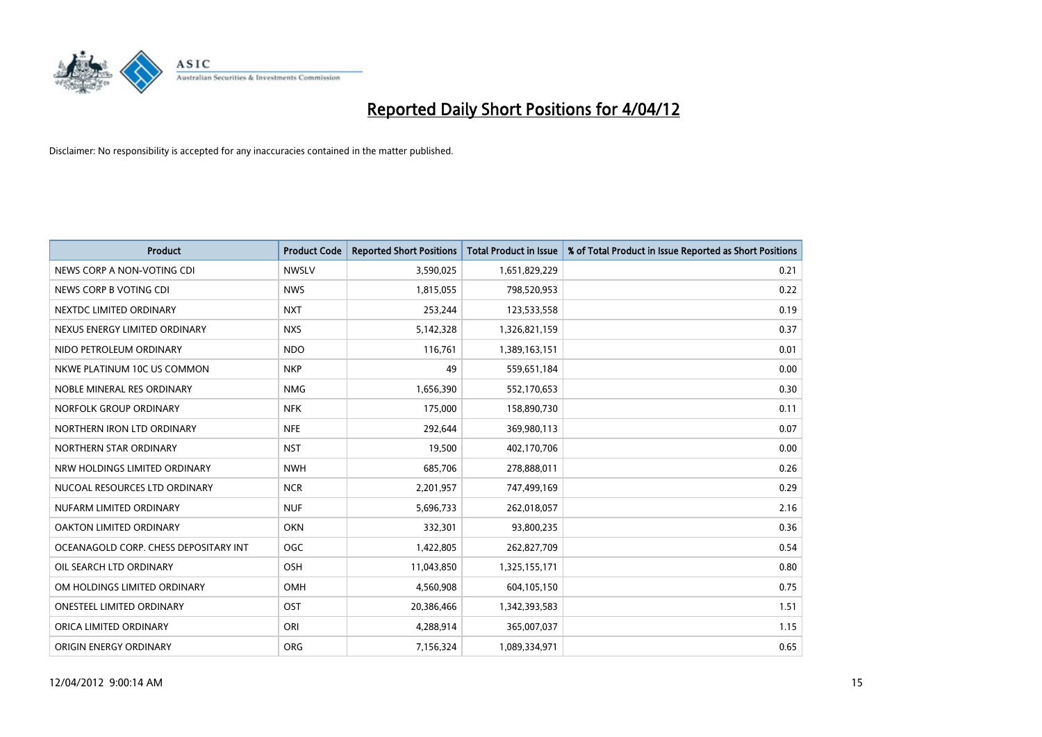# Reported Daily Short Positions for 4/04/12

Disclaimer: No responsibility is accepted for any inaccuracies contained in the matter published.

| Product | Product Code | Reported Short Positions | Total Product in Issue | % of Total Product in Issue Reported as Short Positions |
|---|---|---|---|---|
| NEWS CORP A NON-VOTING CDI | NWSLV | 3,590,025 | 1,651,829,229 | 0.21 |
| NEWS CORP B VOTING CDI | NWS | 1,815,055 | 798,520,953 | 0.22 |
| NEXTDC LIMITED ORDINARY | NXT | 253,244 | 123,533,558 | 0.19 |
| NEXUS ENERGY LIMITED ORDINARY | NXS | 5,142,328 | 1,326,821,159 | 0.37 |
| NIDO PETROLEUM ORDINARY | NDO | 116,761 | 1,389,163,151 | 0.01 |
| NKWE PLATINUM 10C US COMMON | NKP | 49 | 559,651,184 | 0.00 |
| NOBLE MINERAL RES ORDINARY | NMG | 1,656,390 | 552,170,653 | 0.30 |
| NORFOLK GROUP ORDINARY | NFK | 175,000 | 158,890,730 | 0.11 |
| NORTHERN IRON LTD ORDINARY | NFE | 292,644 | 369,980,113 | 0.07 |
| NORTHERN STAR ORDINARY | NST | 19,500 | 402,170,706 | 0.00 |
| NRW HOLDINGS LIMITED ORDINARY | NWH | 685,706 | 278,888,011 | 0.26 |
| NUCOAL RESOURCES LTD ORDINARY | NCR | 2,201,957 | 747,499,169 | 0.29 |
| NUFARM LIMITED ORDINARY | NUF | 5,696,733 | 262,018,057 | 2.16 |
| OAKTON LIMITED ORDINARY | OKN | 332,301 | 93,800,235 | 0.36 |
| OCEANAGOLD CORP. CHESS DEPOSITARY INT | OGC | 1,422,805 | 262,827,709 | 0.54 |
| OIL SEARCH LTD ORDINARY | OSH | 11,043,850 | 1,325,155,171 | 0.80 |
| OM HOLDINGS LIMITED ORDINARY | OMH | 4,560,908 | 604,105,150 | 0.75 |
| ONESTEEL LIMITED ORDINARY | OST | 20,386,466 | 1,342,393,583 | 1.51 |
| ORICA LIMITED ORDINARY | ORI | 4,288,914 | 365,007,037 | 1.15 |
| ORIGIN ENERGY ORDINARY | ORG | 7,156,324 | 1,089,334,971 | 0.65 |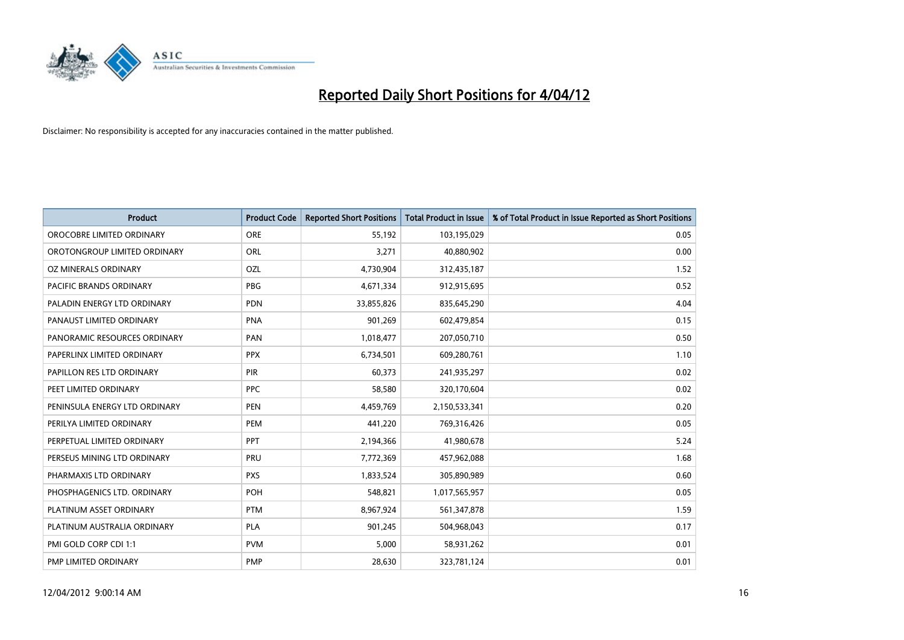# Reported Daily Short Positions for 4/04/12

Disclaimer: No responsibility is accepted for any inaccuracies contained in the matter published.

| Product | Product Code | Reported Short Positions | Total Product in Issue | % of Total Product in Issue Reported as Short Positions |
|---|---|---|---|---|
| OROCOBRE LIMITED ORDINARY | ORE | 55,192 | 103,195,029 | 0.05 |
| OROTONGROUP LIMITED ORDINARY | ORL | 3,271 | 40,880,902 | 0.00 |
| OZ MINERALS ORDINARY | OZL | 4,730,904 | 312,435,187 | 1.52 |
| PACIFIC BRANDS ORDINARY | PBG | 4,671,334 | 912,915,695 | 0.52 |
| PALADIN ENERGY LTD ORDINARY | PDN | 33,855,826 | 835,645,290 | 4.04 |
| PANAUST LIMITED ORDINARY | PNA | 901,269 | 602,479,854 | 0.15 |
| PANORAMIC RESOURCES ORDINARY | PAN | 1,018,477 | 207,050,710 | 0.50 |
| PAPERLINX LIMITED ORDINARY | PPX | 6,734,501 | 609,280,761 | 1.10 |
| PAPILLON RES LTD ORDINARY | PIR | 60,373 | 241,935,297 | 0.02 |
| PEET LIMITED ORDINARY | PPC | 58,580 | 320,170,604 | 0.02 |
| PENINSULA ENERGY LTD ORDINARY | PEN | 4,459,769 | 2,150,533,341 | 0.20 |
| PERILYA LIMITED ORDINARY | PEM | 441,220 | 769,316,426 | 0.05 |
| PERPETUAL LIMITED ORDINARY | PPT | 2,194,366 | 41,980,678 | 5.24 |
| PERSEUS MINING LTD ORDINARY | PRU | 7,772,369 | 457,962,088 | 1.68 |
| PHARMAXIS LTD ORDINARY | PXS | 1,833,524 | 305,890,989 | 0.60 |
| PHOSPHAGENICS LTD. ORDINARY | POH | 548,821 | 1,017,565,957 | 0.05 |
| PLATINUM ASSET ORDINARY | PTM | 8,967,924 | 561,347,878 | 1.59 |
| PLATINUM AUSTRALIA ORDINARY | PLA | 901,245 | 504,968,043 | 0.17 |
| PMI GOLD CORP CDI 1:1 | PVM | 5,000 | 58,931,262 | 0.01 |
| PMP LIMITED ORDINARY | PMP | 28,630 | 323,781,124 | 0.01 |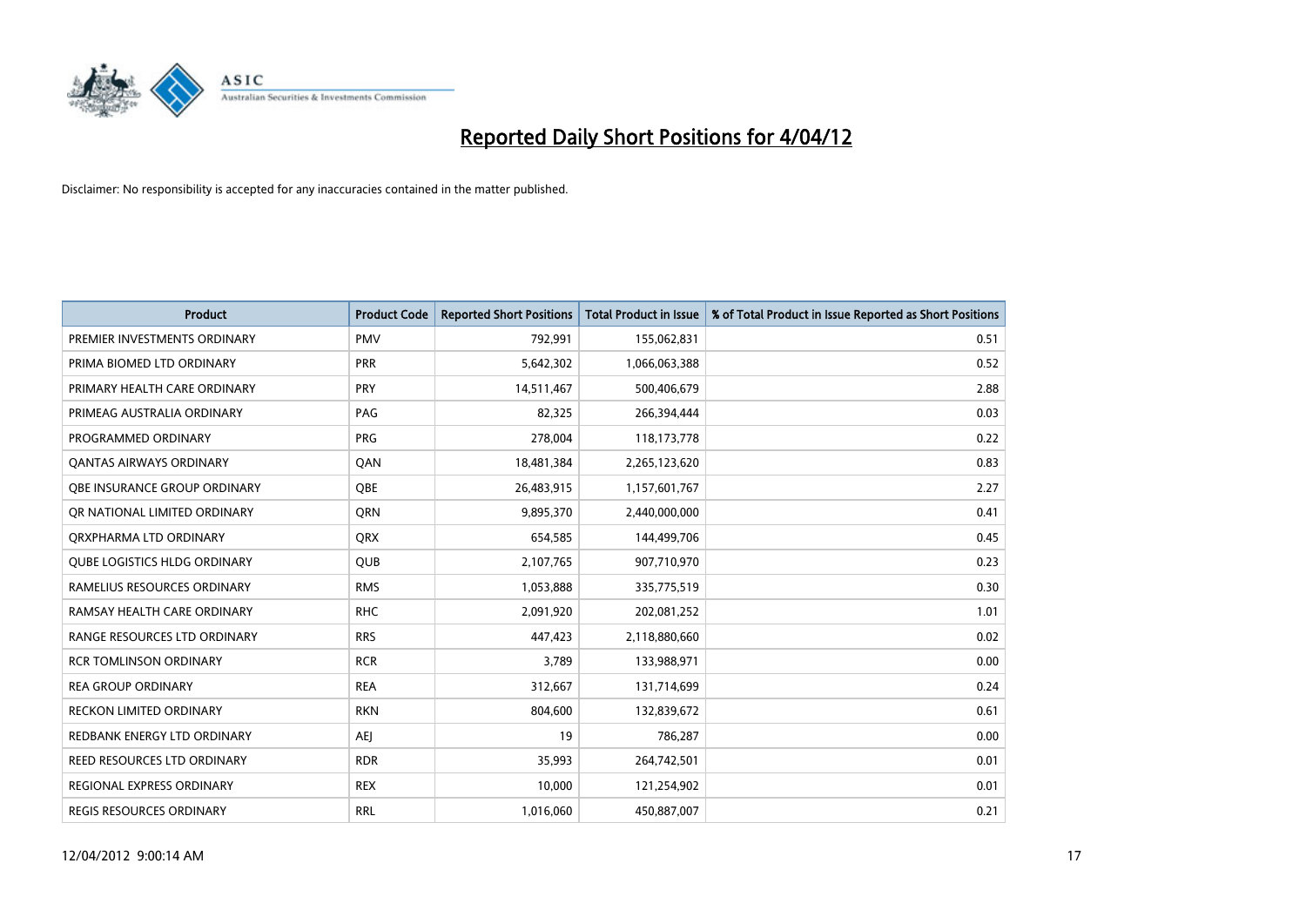# Reported Daily Short Positions for 4/04/12

Disclaimer: No responsibility is accepted for any inaccuracies contained in the matter published.

| Product | Product Code | Reported Short Positions | Total Product in Issue | % of Total Product in Issue Reported as Short Positions |
|---|---|---|---|---|
| PREMIER INVESTMENTS ORDINARY | PMV | 792,991 | 155,062,831 | 0.51 |
| PRIMA BIOMED LTD ORDINARY | PRR | 5,642,302 | 1,066,063,388 | 0.52 |
| PRIMARY HEALTH CARE ORDINARY | PRY | 14,511,467 | 500,406,679 | 2.88 |
| PRIMEAG AUSTRALIA ORDINARY | PAG | 82,325 | 266,394,444 | 0.03 |
| PROGRAMMED ORDINARY | PRG | 278,004 | 118,173,778 | 0.22 |
| QANTAS AIRWAYS ORDINARY | QAN | 18,481,384 | 2,265,123,620 | 0.83 |
| QBE INSURANCE GROUP ORDINARY | QBE | 26,483,915 | 1,157,601,767 | 2.27 |
| QR NATIONAL LIMITED ORDINARY | QRN | 9,895,370 | 2,440,000,000 | 0.41 |
| QRXPHARMA LTD ORDINARY | QRX | 654,585 | 144,499,706 | 0.45 |
| QUBE LOGISTICS HLDG ORDINARY | QUB | 2,107,765 | 907,710,970 | 0.23 |
| RAMELIUS RESOURCES ORDINARY | RMS | 1,053,888 | 335,775,519 | 0.30 |
| RAMSAY HEALTH CARE ORDINARY | RHC | 2,091,920 | 202,081,252 | 1.01 |
| RANGE RESOURCES LTD ORDINARY | RRS | 447,423 | 2,118,880,660 | 0.02 |
| RCR TOMLINSON ORDINARY | RCR | 3,789 | 133,988,971 | 0.00 |
| REA GROUP ORDINARY | REA | 312,667 | 131,714,699 | 0.24 |
| RECKON LIMITED ORDINARY | RKN | 804,600 | 132,839,672 | 0.61 |
| REDBANK ENERGY LTD ORDINARY | AEJ | 19 | 786,287 | 0.00 |
| REED RESOURCES LTD ORDINARY | RDR | 35,993 | 264,742,501 | 0.01 |
| REGIONAL EXPRESS ORDINARY | REX | 10,000 | 121,254,902 | 0.01 |
| REGIS RESOURCES ORDINARY | RRL | 1,016,060 | 450,887,007 | 0.21 |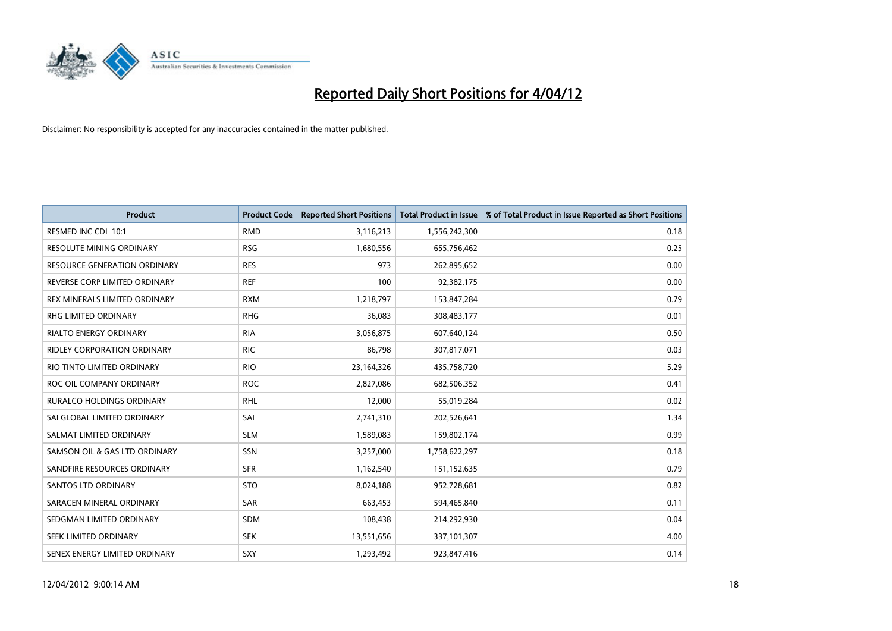# Reported Daily Short Positions for 4/04/12

Disclaimer: No responsibility is accepted for any inaccuracies contained in the matter published.

| Product | Product Code | Reported Short Positions | Total Product in Issue | % of Total Product in Issue Reported as Short Positions |
|---|---|---|---|---|
| RESMED INC CDI 10:1 | RMD | 3,116,213 | 1,556,242,300 | 0.18 |
| RESOLUTE MINING ORDINARY | RSG | 1,680,556 | 655,756,462 | 0.25 |
| RESOURCE GENERATION ORDINARY | RES | 973 | 262,895,652 | 0.00 |
| REVERSE CORP LIMITED ORDINARY | REF | 100 | 92,382,175 | 0.00 |
| REX MINERALS LIMITED ORDINARY | RXM | 1,218,797 | 153,847,284 | 0.79 |
| RHG LIMITED ORDINARY | RHG | 36,083 | 308,483,177 | 0.01 |
| RIALTO ENERGY ORDINARY | RIA | 3,056,875 | 607,640,124 | 0.50 |
| RIDLEY CORPORATION ORDINARY | RIC | 86,798 | 307,817,071 | 0.03 |
| RIO TINTO LIMITED ORDINARY | RIO | 23,164,326 | 435,758,720 | 5.29 |
| ROC OIL COMPANY ORDINARY | ROC | 2,827,086 | 682,506,352 | 0.41 |
| RURALCO HOLDINGS ORDINARY | RHL | 12,000 | 55,019,284 | 0.02 |
| SAI GLOBAL LIMITED ORDINARY | SAI | 2,741,310 | 202,526,641 | 1.34 |
| SALMAT LIMITED ORDINARY | SLM | 1,589,083 | 159,802,174 | 0.99 |
| SAMSON OIL & GAS LTD ORDINARY | SSN | 3,257,000 | 1,758,622,297 | 0.18 |
| SANDFIRE RESOURCES ORDINARY | SFR | 1,162,540 | 151,152,635 | 0.79 |
| SANTOS LTD ORDINARY | STO | 8,024,188 | 952,728,681 | 0.82 |
| SARACEN MINERAL ORDINARY | SAR | 663,453 | 594,465,840 | 0.11 |
| SEDGMAN LIMITED ORDINARY | SDM | 108,438 | 214,292,930 | 0.04 |
| SEEK LIMITED ORDINARY | SEK | 13,551,656 | 337,101,307 | 4.00 |
| SENEX ENERGY LIMITED ORDINARY | SXY | 1,293,492 | 923,847,416 | 0.14 |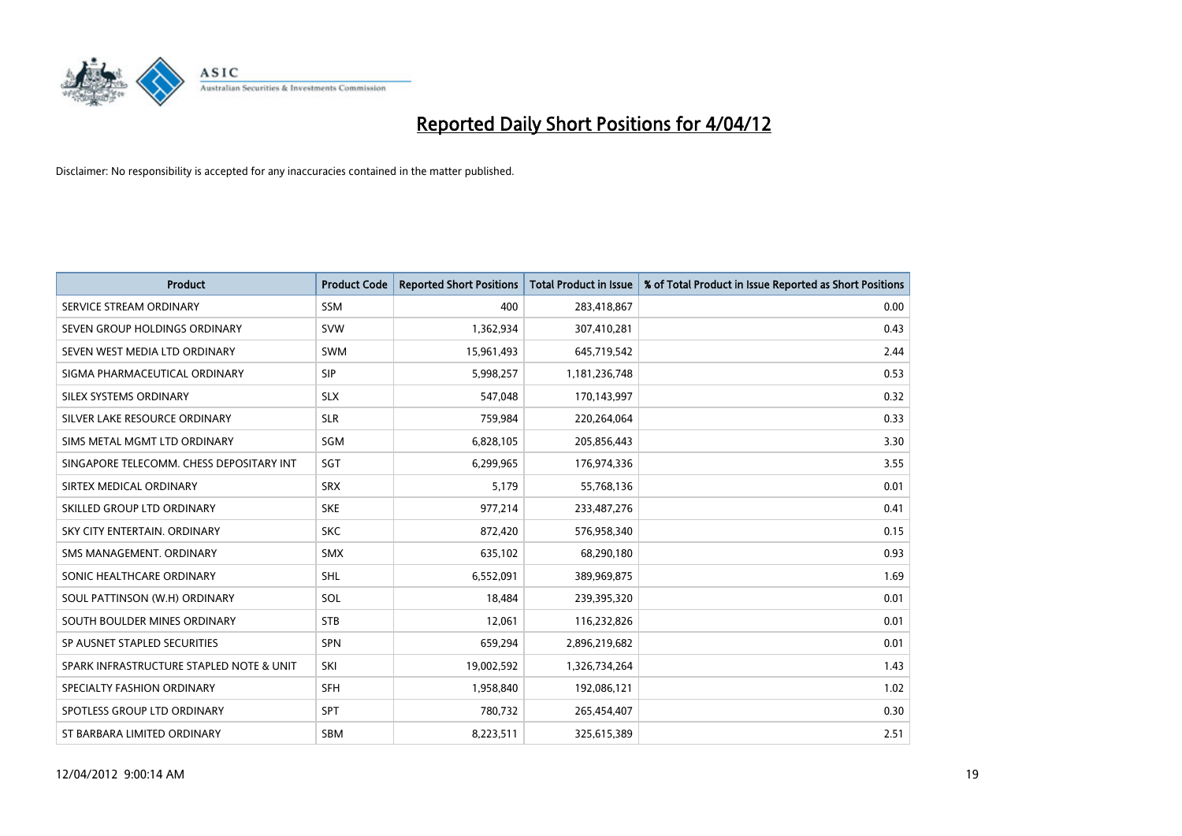# Reported Daily Short Positions for 4/04/12

Disclaimer: No responsibility is accepted for any inaccuracies contained in the matter published.

| Product | Product Code | Reported Short Positions | Total Product in Issue | % of Total Product in Issue Reported as Short Positions |
| --- | --- | --- | --- | --- |
| SERVICE STREAM ORDINARY | SSM | 400 | 283,418,867 | 0.00 |
| SEVEN GROUP HOLDINGS ORDINARY | SVW | 1,362,934 | 307,410,281 | 0.43 |
| SEVEN WEST MEDIA LTD ORDINARY | SWM | 15,961,493 | 645,719,542 | 2.44 |
| SIGMA PHARMACEUTICAL ORDINARY | SIP | 5,998,257 | 1,181,236,748 | 0.53 |
| SILEX SYSTEMS ORDINARY | SLX | 547,048 | 170,143,997 | 0.32 |
| SILVER LAKE RESOURCE ORDINARY | SLR | 759,984 | 220,264,064 | 0.33 |
| SIMS METAL MGMT LTD ORDINARY | SGM | 6,828,105 | 205,856,443 | 3.30 |
| SINGAPORE TELECOMM. CHESS DEPOSITARY INT | SGT | 6,299,965 | 176,974,336 | 3.55 |
| SIRTEX MEDICAL ORDINARY | SRX | 5,179 | 55,768,136 | 0.01 |
| SKILLED GROUP LTD ORDINARY | SKE | 977,214 | 233,487,276 | 0.41 |
| SKY CITY ENTERTAIN. ORDINARY | SKC | 872,420 | 576,958,340 | 0.15 |
| SMS MANAGEMENT. ORDINARY | SMX | 635,102 | 68,290,180 | 0.93 |
| SONIC HEALTHCARE ORDINARY | SHL | 6,552,091 | 389,969,875 | 1.69 |
| SOUL PATTINSON (W.H) ORDINARY | SOL | 18,484 | 239,395,320 | 0.01 |
| SOUTH BOULDER MINES ORDINARY | STB | 12,061 | 116,232,826 | 0.01 |
| SP AUSNET STAPLED SECURITIES | SPN | 659,294 | 2,896,219,682 | 0.01 |
| SPARK INFRASTRUCTURE STAPLED NOTE & UNIT | SKI | 19,002,592 | 1,326,734,264 | 1.43 |
| SPECIALTY FASHION ORDINARY | SFH | 1,958,840 | 192,086,121 | 1.02 |
| SPOTLESS GROUP LTD ORDINARY | SPT | 780,732 | 265,454,407 | 0.30 |
| ST BARBARA LIMITED ORDINARY | SBM | 8,223,511 | 325,615,389 | 2.51 |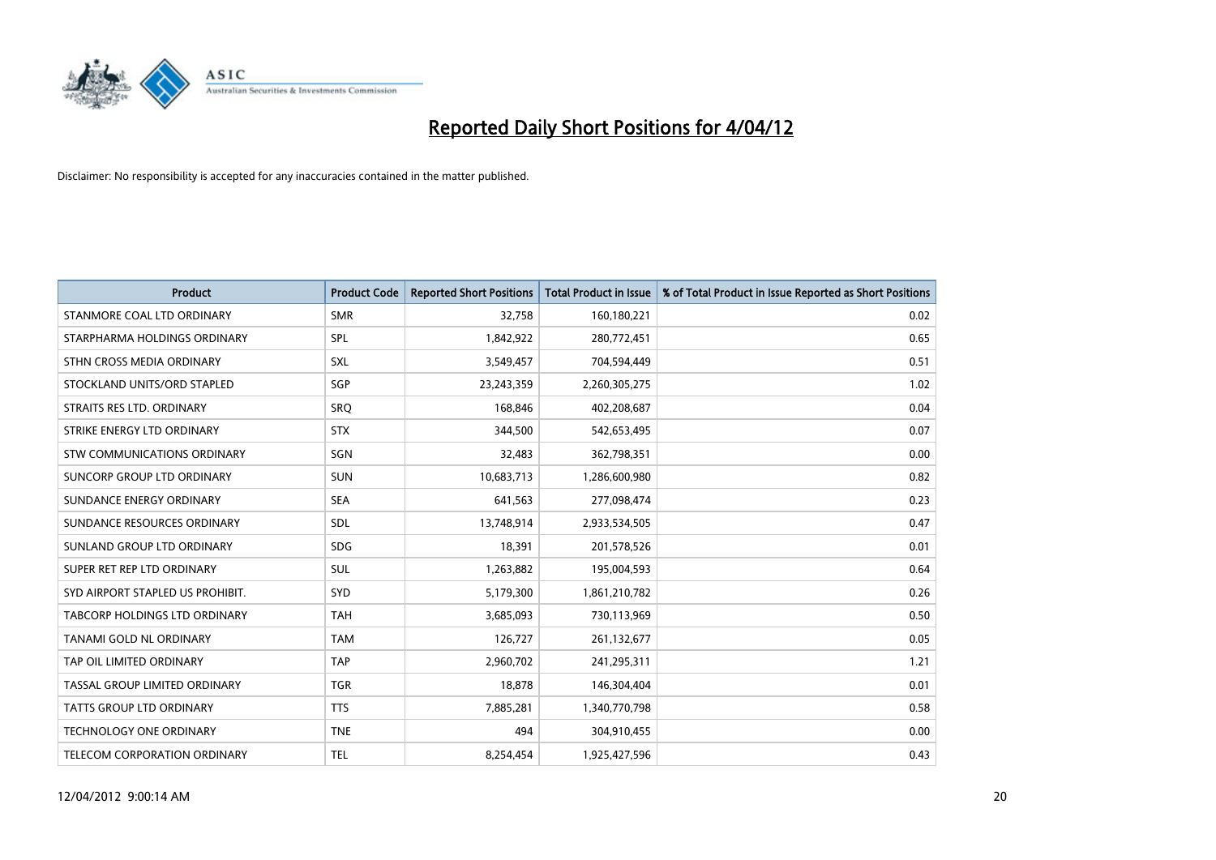# Reported Daily Short Positions for 4/04/12

Disclaimer: No responsibility is accepted for any inaccuracies contained in the matter published.

| Product | Product Code | Reported Short Positions | Total Product in Issue | % of Total Product in Issue Reported as Short Positions |
| --- | --- | --- | --- | --- |
| STANMORE COAL LTD ORDINARY | SMR | 32,758 | 160,180,221 | 0.02 |
| STARPHARMA HOLDINGS ORDINARY | SPL | 1,842,922 | 280,772,451 | 0.65 |
| STHN CROSS MEDIA ORDINARY | SXL | 3,549,457 | 704,594,449 | 0.51 |
| STOCKLAND UNITS/ORD STAPLED | SGP | 23,243,359 | 2,260,305,275 | 1.02 |
| STRAITS RES LTD. ORDINARY | SRQ | 168,846 | 402,208,687 | 0.04 |
| STRIKE ENERGY LTD ORDINARY | STX | 344,500 | 542,653,495 | 0.07 |
| STW COMMUNICATIONS ORDINARY | SGN | 32,483 | 362,798,351 | 0.00 |
| SUNCORP GROUP LTD ORDINARY | SUN | 10,683,713 | 1,286,600,980 | 0.82 |
| SUNDANCE ENERGY ORDINARY | SEA | 641,563 | 277,098,474 | 0.23 |
| SUNDANCE RESOURCES ORDINARY | SDL | 13,748,914 | 2,933,534,505 | 0.47 |
| SUNLAND GROUP LTD ORDINARY | SDG | 18,391 | 201,578,526 | 0.01 |
| SUPER RET REP LTD ORDINARY | SUL | 1,263,882 | 195,004,593 | 0.64 |
| SYD AIRPORT STAPLED US PROHIBIT. | SYD | 5,179,300 | 1,861,210,782 | 0.26 |
| TABCORP HOLDINGS LTD ORDINARY | TAH | 3,685,093 | 730,113,969 | 0.50 |
| TANAMI GOLD NL ORDINARY | TAM | 126,727 | 261,132,677 | 0.05 |
| TAP OIL LIMITED ORDINARY | TAP | 2,960,702 | 241,295,311 | 1.21 |
| TASSAL GROUP LIMITED ORDINARY | TGR | 18,878 | 146,304,404 | 0.01 |
| TATTS GROUP LTD ORDINARY | TTS | 7,885,281 | 1,340,770,798 | 0.58 |
| TECHNOLOGY ONE ORDINARY | TNE | 494 | 304,910,455 | 0.00 |
| TELECOM CORPORATION ORDINARY | TEL | 8,254,454 | 1,925,427,596 | 0.43 |

12/04/2012 9:00:14 AM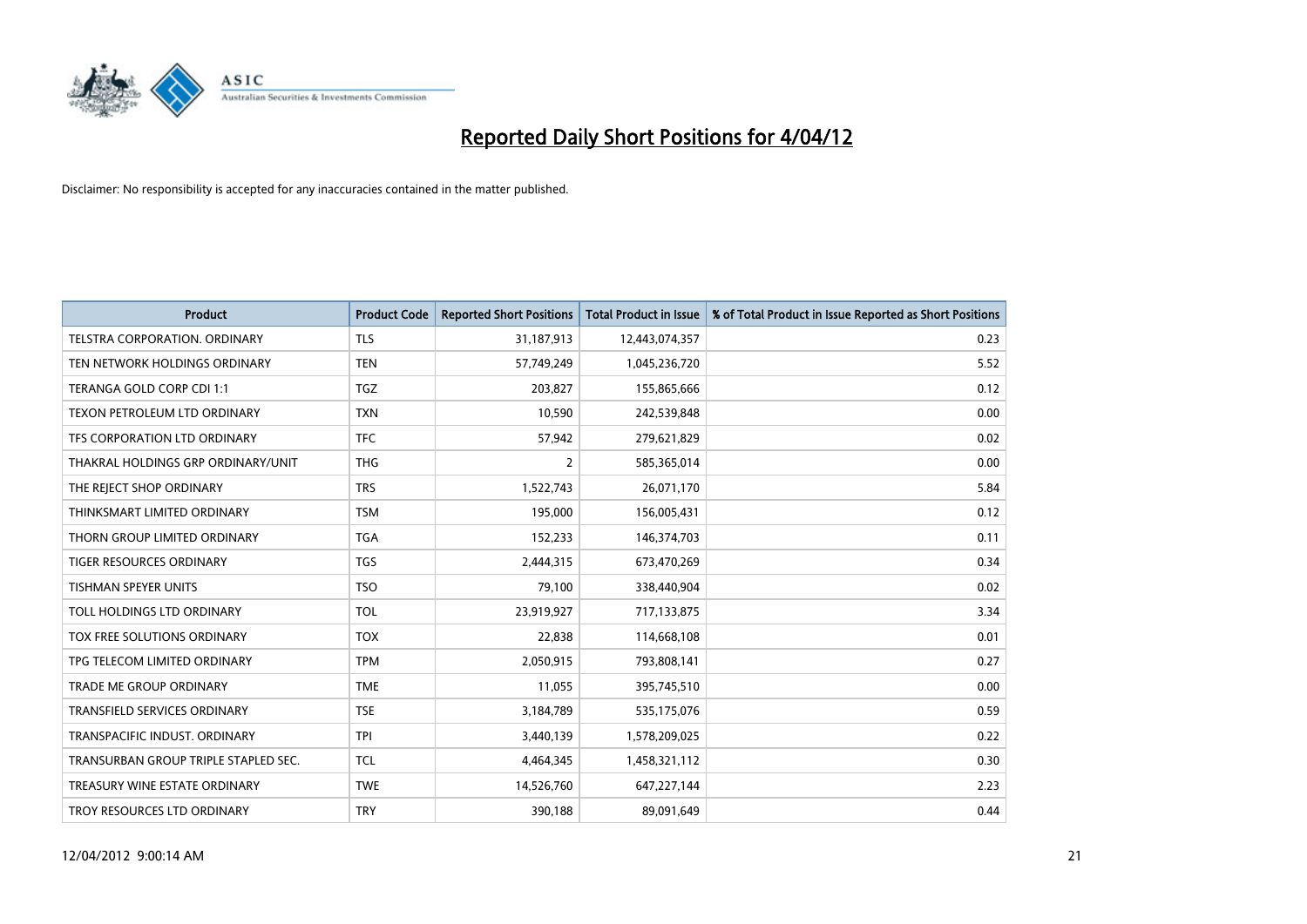# Reported Daily Short Positions for 4/04/12

Disclaimer: No responsibility is accepted for any inaccuracies contained in the matter published.

| Product | Product Code | Reported Short Positions | Total Product in Issue | % of Total Product in Issue Reported as Short Positions |
|---|---|---|---|---|
| TELSTRA CORPORATION. ORDINARY | TLS | 31,187,913 | 12,443,074,357 | 0.23 |
| TEN NETWORK HOLDINGS ORDINARY | TEN | 57,749,249 | 1,045,236,720 | 5.52 |
| TERANGA GOLD CORP CDI 1:1 | TGZ | 203,827 | 155,865,666 | 0.12 |
| TEXON PETROLEUM LTD ORDINARY | TXN | 10,590 | 242,539,848 | 0.00 |
| TFS CORPORATION LTD ORDINARY | TFC | 57,942 | 279,621,829 | 0.02 |
| THAKRAL HOLDINGS GRP ORDINARY/UNIT | THG | 2 | 585,365,014 | 0.00 |
| THE REJECT SHOP ORDINARY | TRS | 1,522,743 | 26,071,170 | 5.84 |
| THINKSMART LIMITED ORDINARY | TSM | 195,000 | 156,005,431 | 0.12 |
| THORN GROUP LIMITED ORDINARY | TGA | 152,233 | 146,374,703 | 0.11 |
| TIGER RESOURCES ORDINARY | TGS | 2,444,315 | 673,470,269 | 0.34 |
| TISHMAN SPEYER UNITS | TSO | 79,100 | 338,440,904 | 0.02 |
| TOLL HOLDINGS LTD ORDINARY | TOL | 23,919,927 | 717,133,875 | 3.34 |
| TOX FREE SOLUTIONS ORDINARY | TOX | 22,838 | 114,668,108 | 0.01 |
| TPG TELECOM LIMITED ORDINARY | TPM | 2,050,915 | 793,808,141 | 0.27 |
| TRADE ME GROUP ORDINARY | TME | 11,055 | 395,745,510 | 0.00 |
| TRANSFIELD SERVICES ORDINARY | TSE | 3,184,789 | 535,175,076 | 0.59 |
| TRANSPACIFIC INDUST. ORDINARY | TPI | 3,440,139 | 1,578,209,025 | 0.22 |
| TRANSURBAN GROUP TRIPLE STAPLED SEC. | TCL | 4,464,345 | 1,458,321,112 | 0.30 |
| TREASURY WINE ESTATE ORDINARY | TWE | 14,526,760 | 647,227,144 | 2.23 |
| TROY RESOURCES LTD ORDINARY | TRY | 390,188 | 89,091,649 | 0.44 |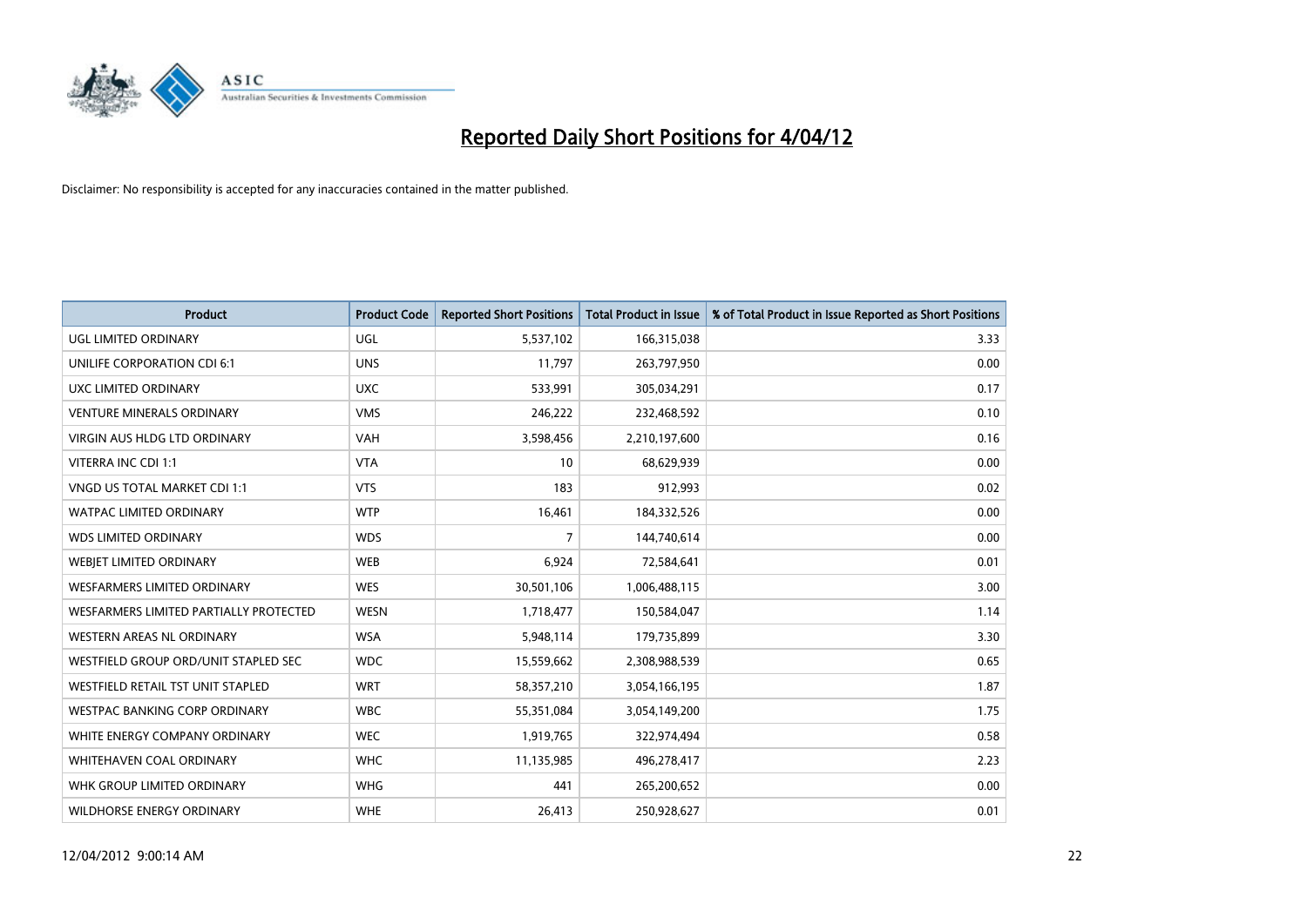# Reported Daily Short Positions for 4/04/12

Disclaimer: No responsibility is accepted for any inaccuracies contained in the matter published.

| Product | Product Code | Reported Short Positions | Total Product in Issue | % of Total Product in Issue Reported as Short Positions |
|---|---|---|---|---|
| UGL LIMITED ORDINARY | UGL | 5,537,102 | 166,315,038 | 3.33 |
| UNILIFE CORPORATION CDI 6:1 | UNS | 11,797 | 263,797,950 | 0.00 |
| UXC LIMITED ORDINARY | UXC | 533,991 | 305,034,291 | 0.17 |
| VENTURE MINERALS ORDINARY | VMS | 246,222 | 232,468,592 | 0.10 |
| VIRGIN AUS HLDG LTD ORDINARY | VAH | 3,598,456 | 2,210,197,600 | 0.16 |
| VITERRA INC CDI 1:1 | VTA | 10 | 68,629,939 | 0.00 |
| VNGD US TOTAL MARKET CDI 1:1 | VTS | 183 | 912,993 | 0.02 |
| WATPAC LIMITED ORDINARY | WTP | 16,461 | 184,332,526 | 0.00 |
| WDS LIMITED ORDINARY | WDS | 7 | 144,740,614 | 0.00 |
| WEBJET LIMITED ORDINARY | WEB | 6,924 | 72,584,641 | 0.01 |
| WESFARMERS LIMITED ORDINARY | WES | 30,501,106 | 1,006,488,115 | 3.00 |
| WESFARMERS LIMITED PARTIALLY PROTECTED | WESN | 1,718,477 | 150,584,047 | 1.14 |
| WESTERN AREAS NL ORDINARY | WSA | 5,948,114 | 179,735,899 | 3.30 |
| WESTFIELD GROUP ORD/UNIT STAPLED SEC | WDC | 15,559,662 | 2,308,988,539 | 0.65 |
| WESTFIELD RETAIL TST UNIT STAPLED | WRT | 58,357,210 | 3,054,166,195 | 1.87 |
| WESTPAC BANKING CORP ORDINARY | WBC | 55,351,084 | 3,054,149,200 | 1.75 |
| WHITE ENERGY COMPANY ORDINARY | WEC | 1,919,765 | 322,974,494 | 0.58 |
| WHITEHAVEN COAL ORDINARY | WHC | 11,135,985 | 496,278,417 | 2.23 |
| WHK GROUP LIMITED ORDINARY | WHG | 441 | 265,200,652 | 0.00 |
| WILDHORSE ENERGY ORDINARY | WHE | 26,413 | 250,928,627 | 0.01 |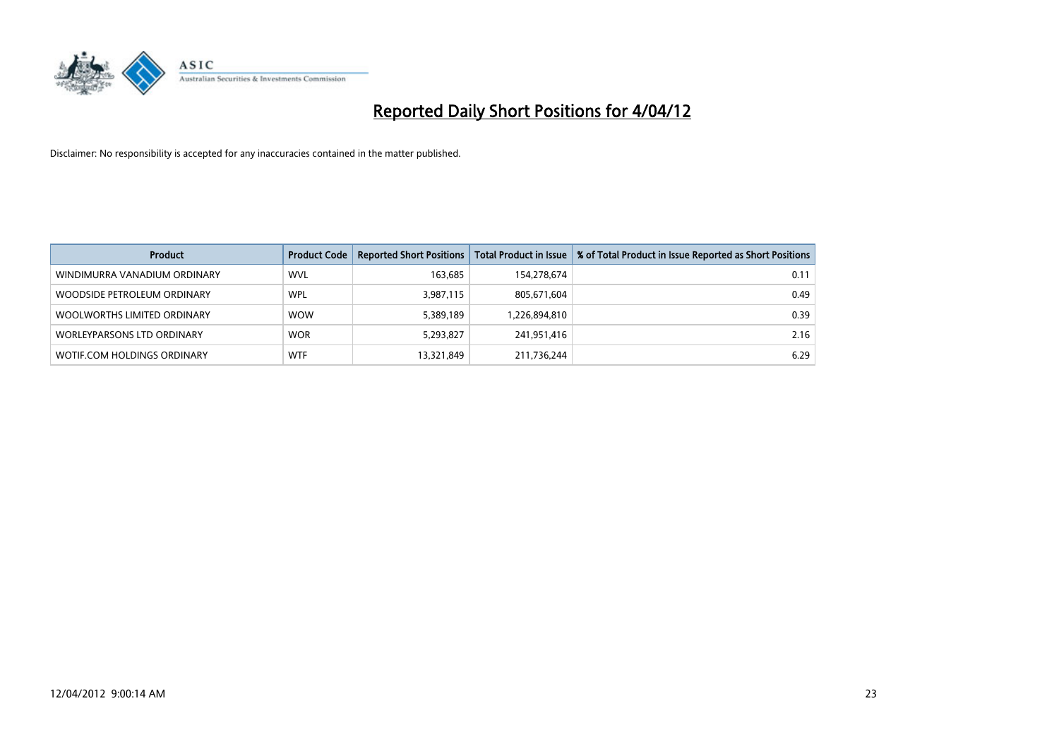# Reported Daily Short Positions for 4/04/12

Disclaimer: No responsibility is accepted for any inaccuracies contained in the matter published.

| Product | Product Code | Reported Short Positions | Total Product in Issue | % of Total Product in Issue Reported as Short Positions |
|---|---|---|---|---|
| WINDIMURRA VANADIUM ORDINARY | WVL | 163,685 | 154,278,674 | 0.11 |
| WOODSIDE PETROLEUM ORDINARY | WPL | 3,987,115 | 805,671,604 | 0.49 |
| WOOLWORTHS LIMITED ORDINARY | WOW | 5,389,189 | 1,226,894,810 | 0.39 |
| WORLEYPARSONS LTD ORDINARY | WOR | 5,293,827 | 241,951,416 | 2.16 |
| WOTIF.COM HOLDINGS ORDINARY | WTF | 13,321,849 | 211,736,244 | 6.29 |

12/04/2012 9:00:14 AM